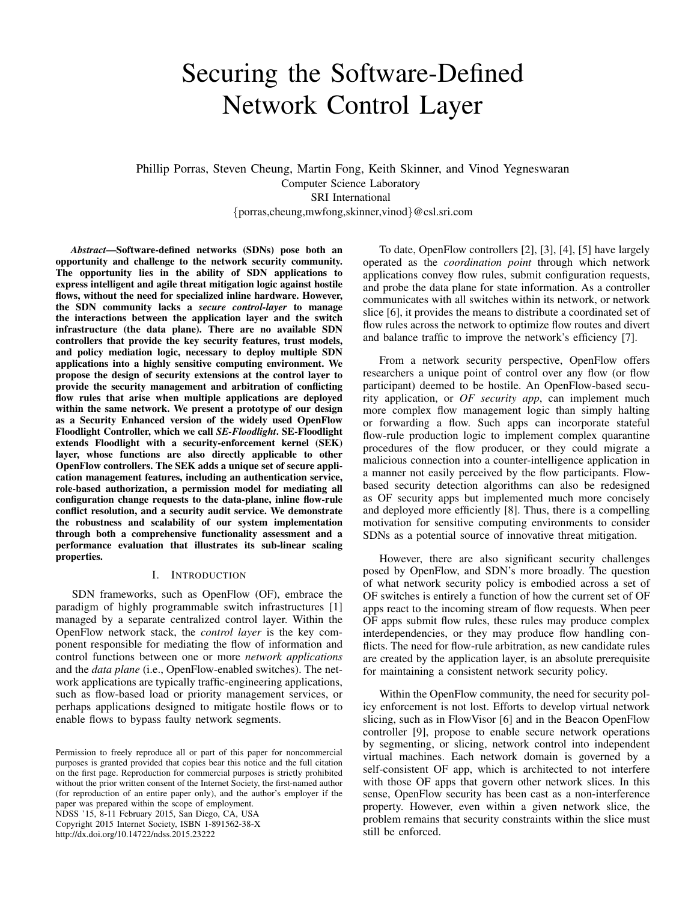# Securing the Software-Defined Network Control Layer

Phillip Porras, Steven Cheung, Martin Fong, Keith Skinner, and Vinod Yegneswaran
Computer Science Laboratory
SRI International
{porras,cheung,mwfong,skinner,vinod}@csl.sri.com

***Abstract*—Software-defined networks (SDNs) pose both an opportunity and challenge to the network security community. The opportunity lies in the ability of SDN applications to express intelligent and agile threat mitigation logic against hostile flows, without the need for specialized inline hardware. However, the SDN community lacks a *secure control-layer* to manage the interactions between the application layer and the switch infrastructure (the data plane). There are no available SDN controllers that provide the key security features, trust models, and policy mediation logic, necessary to deploy multiple SDN applications into a highly sensitive computing environment. We propose the design of security extensions at the control layer to provide the security management and arbitration of conflicting flow rules that arise when multiple applications are deployed within the same network. We present a prototype of our design as a Security Enhanced version of the widely used OpenFlow Floodlight Controller, which we call *SE-Floodlight*. SE-Floodlight extends Floodlight with a security-enforcement kernel (SEK) layer, whose functions are also directly applicable to other OpenFlow controllers. The SEK adds a unique set of secure application management features, including an authentication service, role-based authorization, a permission model for mediating all configuration change requests to the data-plane, inline flow-rule conflict resolution, and a security audit service. We demonstrate the robustness and scalability of our system implementation through both a comprehensive functionality assessment and a performance evaluation that illustrates its sub-linear scaling properties.**

## I. Introduction

SDN frameworks, such as OpenFlow (OF), embrace the paradigm of highly programmable switch infrastructures [1] managed by a separate centralized control layer. Within the OpenFlow network stack, the *control layer* is the key component responsible for mediating the flow of information and control functions between one or more *network applications* and the *data plane* (i.e., OpenFlow-enabled switches). The network applications are typically traffic-engineering applications, such as flow-based load or priority management services, or perhaps applications designed to mitigate hostile flows or to enable flows to bypass faulty network segments.

Permission to freely reproduce all or part of this paper for noncommercial purposes is granted provided that copies bear this notice and the full citation on the first page. Reproduction for commercial purposes is strictly prohibited without the prior written consent of the Internet Society, the first-named author (for reproduction of an entire paper only), and the author's employer if the paper was prepared within the scope of employment.
NDSS '15, 8-11 February 2015, San Diego, CA, USA
Copyright 2015 Internet Society, ISBN 1-891562-38-X
http://dx.doi.org/10.14722/ndss.2015.23222

To date, OpenFlow controllers [2], [3], [4], [5] have largely operated as the *coordination point* through which network applications convey flow rules, submit configuration requests, and probe the data plane for state information. As a controller communicates with all switches within its network, or network slice [6], it provides the means to distribute a coordinated set of flow rules across the network to optimize flow routes and divert and balance traffic to improve the network's efficiency [7].

From a network security perspective, OpenFlow offers researchers a unique point of control over any flow (or flow participant) deemed to be hostile. An OpenFlow-based security application, or *OF security app*, can implement much more complex flow management logic than simply halting or forwarding a flow. Such apps can incorporate stateful flow-rule production logic to implement complex quarantine procedures of the flow producer, or they could migrate a malicious connection into a counter-intelligence application in a manner not easily perceived by the flow participants. Flow-based security detection algorithms can also be redesigned as OF security apps but implemented much more concisely and deployed more efficiently [8]. Thus, there is a compelling motivation for sensitive computing environments to consider SDNs as a potential source of innovative threat mitigation.

However, there are also significant security challenges posed by OpenFlow, and SDN's more broadly. The question of what network security policy is embodied across a set of OF switches is entirely a function of how the current set of OF apps react to the incoming stream of flow requests. When peer OF apps submit flow rules, these rules may produce complex interdependencies, or they may produce flow handling conflicts. The need for flow-rule arbitration, as new candidate rules are created by the application layer, is an absolute prerequisite for maintaining a consistent network security policy.

Within the OpenFlow community, the need for security policy enforcement is not lost. Efforts to develop virtual network slicing, such as in FlowVisor [6] and in the Beacon OpenFlow controller [9], propose to enable secure network operations by segmenting, or slicing, network control into independent virtual machines. Each network domain is governed by a self-consistent OF app, which is architected to not interfere with those OF apps that govern other network slices. In this sense, OpenFlow security has been cast as a non-interference property. However, even within a given network slice, the problem remains that security constraints within the slice must still be enforced.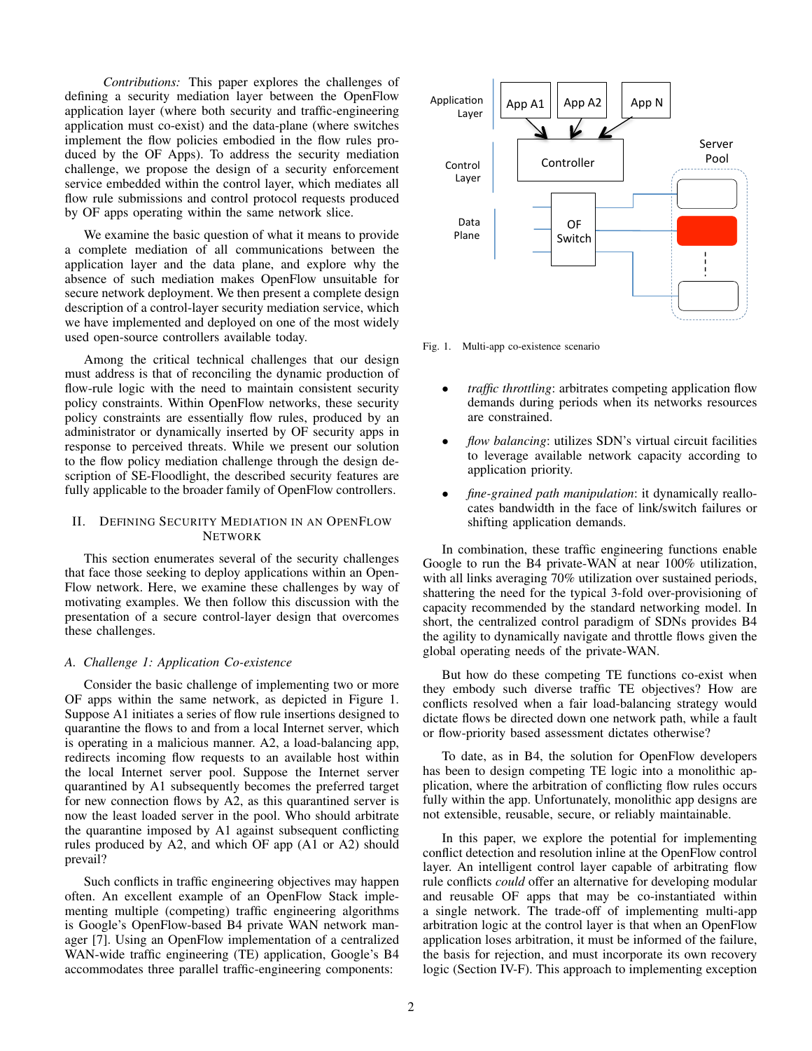*Contributions:* This paper explores the challenges of defining a security mediation layer between the OpenFlow application layer (where both security and traffic-engineering application must co-exist) and the data-plane (where switches implement the flow policies embodied in the flow rules produced by the OF Apps). To address the security mediation challenge, we propose the design of a security enforcement service embedded within the control layer, which mediates all flow rule submissions and control protocol requests produced by OF apps operating within the same network slice.

We examine the basic question of what it means to provide a complete mediation of all communications between the application layer and the data plane, and explore why the absence of such mediation makes OpenFlow unsuitable for secure network deployment. We then present a complete design description of a control-layer security mediation service, which we have implemented and deployed on one of the most widely used open-source controllers available today.

Among the critical technical challenges that our design must address is that of reconciling the dynamic production of flow-rule logic with the need to maintain consistent security policy constraints. Within OpenFlow networks, these security policy constraints are essentially flow rules, produced by an administrator or dynamically inserted by OF security apps in response to perceived threats. While we present our solution to the flow policy mediation challenge through the design description of SE-Floodlight, the described security features are fully applicable to the broader family of OpenFlow controllers.

## II. Defining Security Mediation in an OpenFlow Network

This section enumerates several of the security challenges that face those seeking to deploy applications within an OpenFlow network. Here, we examine these challenges by way of motivating examples. We then follow this discussion with the presentation of a secure control-layer design that overcomes these challenges.

### A. Challenge 1: Application Co-existence

Consider the basic challenge of implementing two or more OF apps within the same network, as depicted in Figure 1. Suppose A1 initiates a series of flow rule insertions designed to quarantine the flows to and from a local Internet server, which is operating in a malicious manner. A2, a load-balancing app, redirects incoming flow requests to an available host within the local Internet server pool. Suppose the Internet server quarantined by A1 subsequently becomes the preferred target for new connection flows by A2, as this quarantined server is now the least loaded server in the pool. Who should arbitrate the quarantine imposed by A1 against subsequent conflicting rules produced by A2, and which OF app (A1 or A2) should prevail?

Such conflicts in traffic engineering objectives may happen often. An excellent example of an OpenFlow Stack implementing multiple (competing) traffic engineering algorithms is Google's OpenFlow-based B4 private WAN network manager [7]. Using an OpenFlow implementation of a centralized WAN-wide traffic engineering (TE) application, Google's B4 accommodates three parallel traffic-engineering components:

Fig. 1. Multi-app co-existence scenario

- *traffic throttling*: arbitrates competing application flow demands during periods when its networks resources are constrained.
- *flow balancing*: utilizes SDN's virtual circuit facilities to leverage available network capacity according to application priority.
- *fine-grained path manipulation*: it dynamically reallocates bandwidth in the face of link/switch failures or shifting application demands.

In combination, these traffic engineering functions enable Google to run the B4 private-WAN at near 100% utilization, with all links averaging 70% utilization over sustained periods, shattering the need for the typical 3-fold over-provisioning of capacity recommended by the standard networking model. In short, the centralized control paradigm of SDNs provides B4 the agility to dynamically navigate and throttle flows given the global operating needs of the private-WAN.

But how do these competing TE functions co-exist when they embody such diverse traffic TE objectives? How are conflicts resolved when a fair load-balancing strategy would dictate flows be directed down one network path, while a fault or flow-priority based assessment dictates otherwise?

To date, as in B4, the solution for OpenFlow developers has been to design competing TE logic into a monolithic application, where the arbitration of conflicting flow rules occurs fully within the app. Unfortunately, monolithic app designs are not extensible, reusable, secure, or reliably maintainable.

In this paper, we explore the potential for implementing conflict detection and resolution inline at the OpenFlow control layer. An intelligent control layer capable of arbitrating flow rule conflicts *could* offer an alternative for developing modular and reusable OF apps that may be co-instantiated within a single network. The trade-off of implementing multi-app arbitration logic at the control layer is that when an OpenFlow application loses arbitration, it must be informed of the failure, the basis for rejection, and must incorporate its own recovery logic (Section IV-F). This approach to implementing exception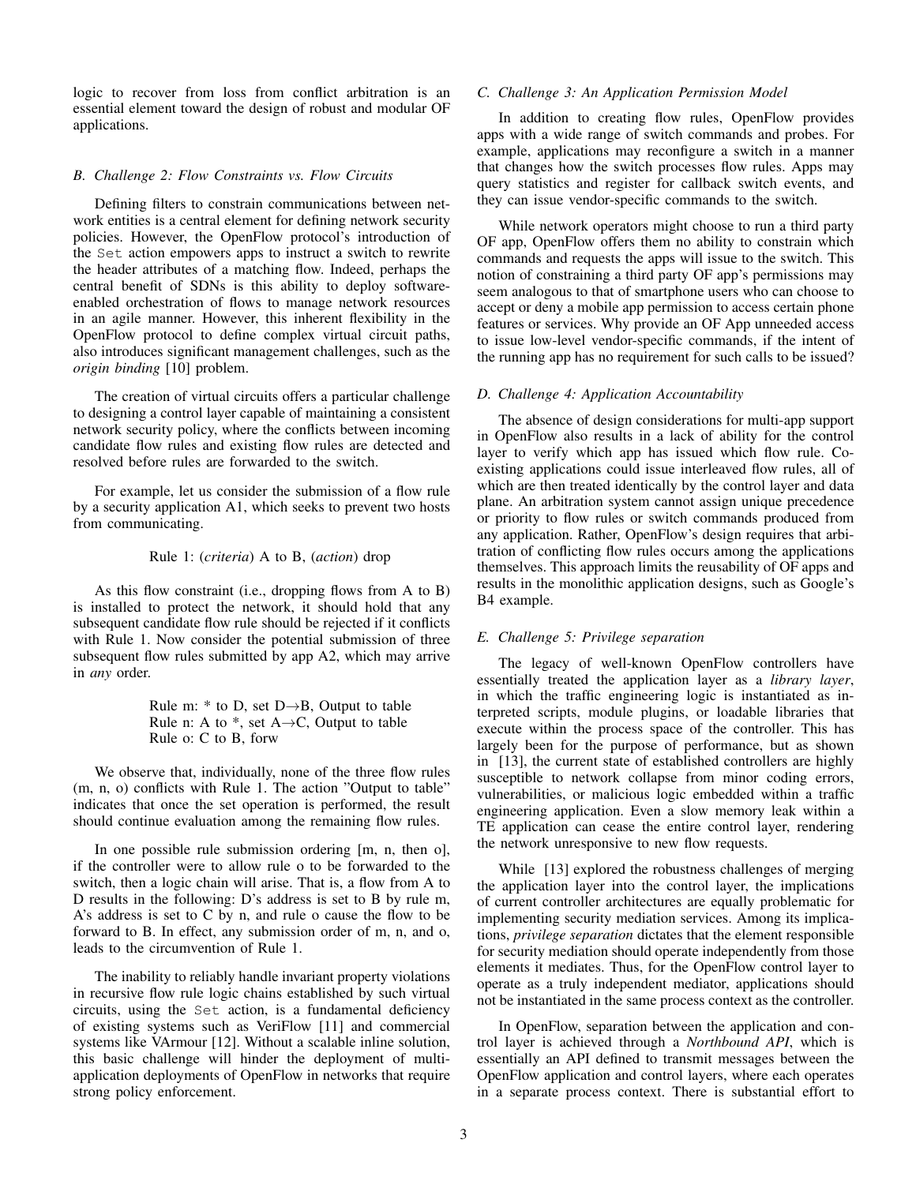logic to recover from loss from conflict arbitration is an essential element toward the design of robust and modular OF applications.

### B. Challenge 2: Flow Constraints vs. Flow Circuits

Defining filters to constrain communications between network entities is a central element for defining network security policies. However, the OpenFlow protocol's introduction of the `Set` action empowers apps to instruct a switch to rewrite the header attributes of a matching flow. Indeed, perhaps the central benefit of SDNs is this ability to deploy software-enabled orchestration of flows to manage network resources in an agile manner. However, this inherent flexibility in the OpenFlow protocol to define complex virtual circuit paths, also introduces significant management challenges, such as the *origin binding* [10] problem.

The creation of virtual circuits offers a particular challenge to designing a control layer capable of maintaining a consistent network security policy, where the conflicts between incoming candidate flow rules and existing flow rules are detected and resolved before rules are forwarded to the switch.

For example, let us consider the submission of a flow rule by a security application A1, which seeks to prevent two hosts from communicating.

Rule 1: (*criteria*) A to B, (*action*) drop

As this flow constraint (i.e., dropping flows from A to B) is installed to protect the network, it should hold that any subsequent candidate flow rule should be rejected if it conflicts with Rule 1. Now consider the potential submission of three subsequent flow rules submitted by app A2, which may arrive in *any* order.

Rule m: * to D, set D→B, Output to table
Rule n: A to *, set A→C, Output to table
Rule o: C to B, forw

We observe that, individually, none of the three flow rules (m, n, o) conflicts with Rule 1. The action "Output to table" indicates that once the set operation is performed, the result should continue evaluation among the remaining flow rules.

In one possible rule submission ordering [m, n, then o], if the controller were to allow rule o to be forwarded to the switch, then a logic chain will arise. That is, a flow from A to D results in the following: D's address is set to B by rule m, A's address is set to C by n, and rule o cause the flow to be forward to B. In effect, any submission order of m, n, and o, leads to the circumvention of Rule 1.

The inability to reliably handle invariant property violations in recursive flow rule logic chains established by such virtual circuits, using the `Set` action, is a fundamental deficiency of existing systems such as VeriFlow [11] and commercial systems like VArmour [12]. Without a scalable inline solution, this basic challenge will hinder the deployment of multi-application deployments of OpenFlow in networks that require strong policy enforcement.

### C. Challenge 3: An Application Permission Model

In addition to creating flow rules, OpenFlow provides apps with a wide range of switch commands and probes. For example, applications may reconfigure a switch in a manner that changes how the switch processes flow rules. Apps may query statistics and register for callback switch events, and they can issue vendor-specific commands to the switch.

While network operators might choose to run a third party OF app, OpenFlow offers them no ability to constrain which commands and requests the apps will issue to the switch. This notion of constraining a third party OF app's permissions may seem analogous to that of smartphone users who can choose to accept or deny a mobile app permission to access certain phone features or services. Why provide an OF App unneeded access to issue low-level vendor-specific commands, if the intent of the running app has no requirement for such calls to be issued?

### D. Challenge 4: Application Accountability

The absence of design considerations for multi-app support in OpenFlow also results in a lack of ability for the control layer to verify which app has issued which flow rule. Co-existing applications could issue interleaved flow rules, all of which are then treated identically by the control layer and data plane. An arbitration system cannot assign unique precedence or priority to flow rules or switch commands produced from any application. Rather, OpenFlow's design requires that arbitration of conflicting flow rules occurs among the applications themselves. This approach limits the reusability of OF apps and results in the monolithic application designs, such as Google's B4 example.

### E. Challenge 5: Privilege separation

The legacy of well-known OpenFlow controllers have essentially treated the application layer as a *library layer*, in which the traffic engineering logic is instantiated as interpreted scripts, module plugins, or loadable libraries that execute within the process space of the controller. This has largely been for the purpose of performance, but as shown in [13], the current state of established controllers are highly susceptible to network collapse from minor coding errors, vulnerabilities, or malicious logic embedded within a traffic engineering application. Even a slow memory leak within a TE application can cease the entire control layer, rendering the network unresponsive to new flow requests.

While [13] explored the robustness challenges of merging the application layer into the control layer, the implications of current controller architectures are equally problematic for implementing security mediation services. Among its implications, *privilege separation* dictates that the element responsible for security mediation should operate independently from those elements it mediates. Thus, for the OpenFlow control layer to operate as a truly independent mediator, applications should not be instantiated in the same process context as the controller.

In OpenFlow, separation between the application and control layer is achieved through a *Northbound API*, which is essentially an API defined to transmit messages between the OpenFlow application and control layers, where each operates in a separate process context. There is substantial effort to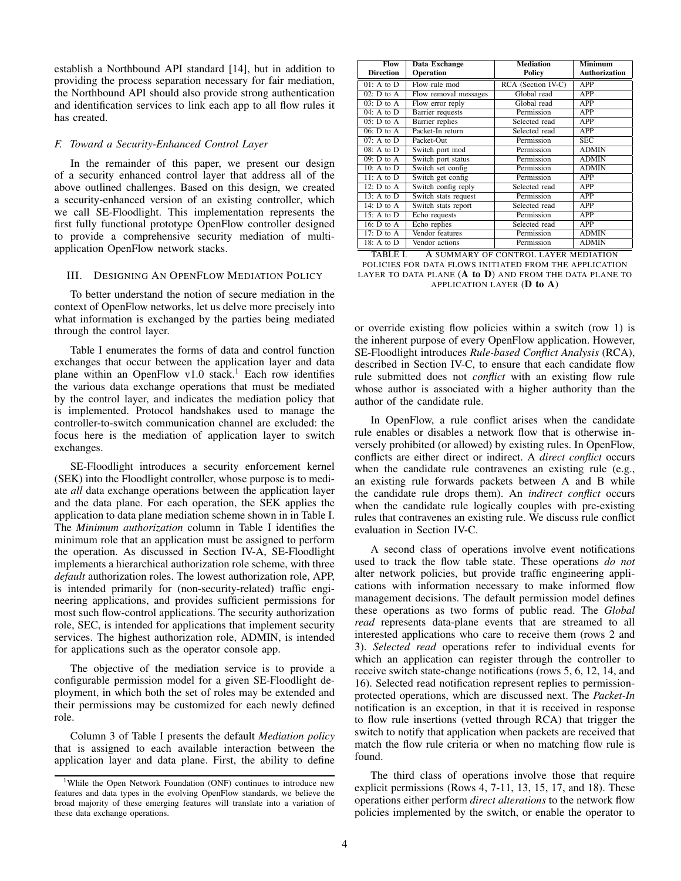establish a Northbound API standard [14], but in addition to providing the process separation necessary for fair mediation, the Northbound API should also provide strong authentication and identification services to link each app to all flow rules it has created.

### F. Toward a Security-Enhanced Control Layer

In the remainder of this paper, we present our design of a security enhanced control layer that address all of the above outlined challenges. Based on this design, we created a security-enhanced version of an existing controller, which we call SE-Floodlight. This implementation represents the first fully functional prototype OpenFlow controller designed to provide a comprehensive security mediation of multi-application OpenFlow network stacks.

## III. Designing An OpenFlow Mediation Policy

To better understand the notion of secure mediation in the context of OpenFlow networks, let us delve more precisely into what information is exchanged by the parties being mediated through the control layer.

Table I enumerates the forms of data and control function exchanges that occur between the application layer and data plane within an OpenFlow v1.0 stack.[1] Each row identifies the various data exchange operations that must be mediated by the control layer, and indicates the mediation policy that is implemented. Protocol handshakes used to manage the controller-to-switch communication channel are excluded: the focus here is the mediation of application layer to switch exchanges.

SE-Floodlight introduces a security enforcement kernel (SEK) into the Floodlight controller, whose purpose is to mediate *all* data exchange operations between the application layer and the data plane. For each operation, the SEK applies the application to data plane mediation scheme shown in in Table I. The *Minimum authorization* column in Table I identifies the minimum role that an application must be assigned to perform the operation. As discussed in Section IV-A, SE-Floodlight implements a hierarchical authorization role scheme, with three *default* authorization roles. The lowest authorization role, APP, is intended primarily for (non-security-related) traffic engineering applications, and provides sufficient permissions for most such flow-control applications. The security authorization role, SEC, is intended for applications that implement security services. The highest authorization role, ADMIN, is intended for applications such as the operator console app.

The objective of the mediation service is to provide a configurable permission model for a given SE-Floodlight deployment, in which both the set of roles may be extended and their permissions may be customized for each newly defined role.

Column 3 of Table I presents the default *Mediation policy* that is assigned to each available interaction between the application layer and data plane. First, the ability to define or override existing flow policies within a switch (row 1) is the inherent purpose of every OpenFlow application. However, SE-Floodlight introduces *Rule-based Conflict Analysis* (RCA), described in Section IV-C, to ensure that each candidate flow rule submitted does not *conflict* with an existing flow rule whose author is associated with a higher authority than the author of the candidate rule.

| Flow Direction | Data Exchange Operation | Mediation Policy | Minimum Authorization |
|---|---|---|---|
| 01: A to D | Flow rule mod | RCA (Section IV-C) | APP |
| 02: D to A | Flow removal messages | Global read | APP |
| 03: D to A | Flow error reply | Global read | APP |
| 04: A to D | Barrier requests | Permission | APP |
| 05: D to A | Barrier replies | Selected read | APP |
| 06: D to A | Packet-In return | Selected read | APP |
| 07: A to D | Packet-Out | Permission | SEC |
| 08: A to D | Switch port mod | Permission | ADMIN |
| 09: D to A | Switch port status | Permission | ADMIN |
| 10: A to D | Switch set config | Permission | ADMIN |
| 11: A to D | Switch get config | Permission | APP |
| 12: D to A | Switch config reply | Selected read | APP |
| 13: A to D | Switch stats request | Permission | APP |
| 14: D to A | Switch stats report | Selected read | APP |
| 15: A to D | Echo requests | Permission | APP |
| 16: D to A | Echo replies | Selected read | APP |
| 17: D to A | Vendor features | Permission | ADMIN |
| 18: A to D | Vendor actions | Permission | ADMIN |

TABLE I. A summary of control layer mediation policies for data flows initiated from the application layer to data plane (**A to D**) and from the data plane to application layer (**D to A**)

In OpenFlow, a rule conflict arises when the candidate rule enables or disables a network flow that is otherwise inversely prohibited (or allowed) by existing rules. In OpenFlow, conflicts are either direct or indirect. A *direct conflict* occurs when the candidate rule contravenes an existing rule (e.g., an existing rule forwards packets between A and B while the candidate rule drops them). An *indirect conflict* occurs when the candidate rule logically couples with pre-existing rules that contravenes an existing rule. We discuss rule conflict evaluation in Section IV-C.

A second class of operations involve event notifications used to track the flow table state. These operations *do not* alter network policies, but provide traffic engineering applications with information necessary to make informed flow management decisions. The default permission model defines these operations as two forms of public read. The *Global read* represents data-plane events that are streamed to all interested applications who care to receive them (rows 2 and 3). *Selected read* operations refer to individual events for which an application can register through the controller to receive switch state-change notifications (rows 5, 6, 12, 14, and 16). Selected read notification represent replies to permission-protected operations, which are discussed next. The *Packet-In* notification is an exception, in that it is received in response to flow rule insertions (vetted through RCA) that trigger the switch to notify that application when packets are received that match the flow rule criteria or when no matching flow rule is found.

The third class of operations involve those that require explicit permissions (Rows 4, 7-11, 13, 15, 17, and 18). These operations either perform *direct alterations* to the network flow policies implemented by the switch, or enable the operator to

[1] While the Open Network Foundation (ONF) continues to introduce new features and data types in the evolving OpenFlow standards, we believe the broad majority of these emerging features will translate into a variation of these data exchange operations.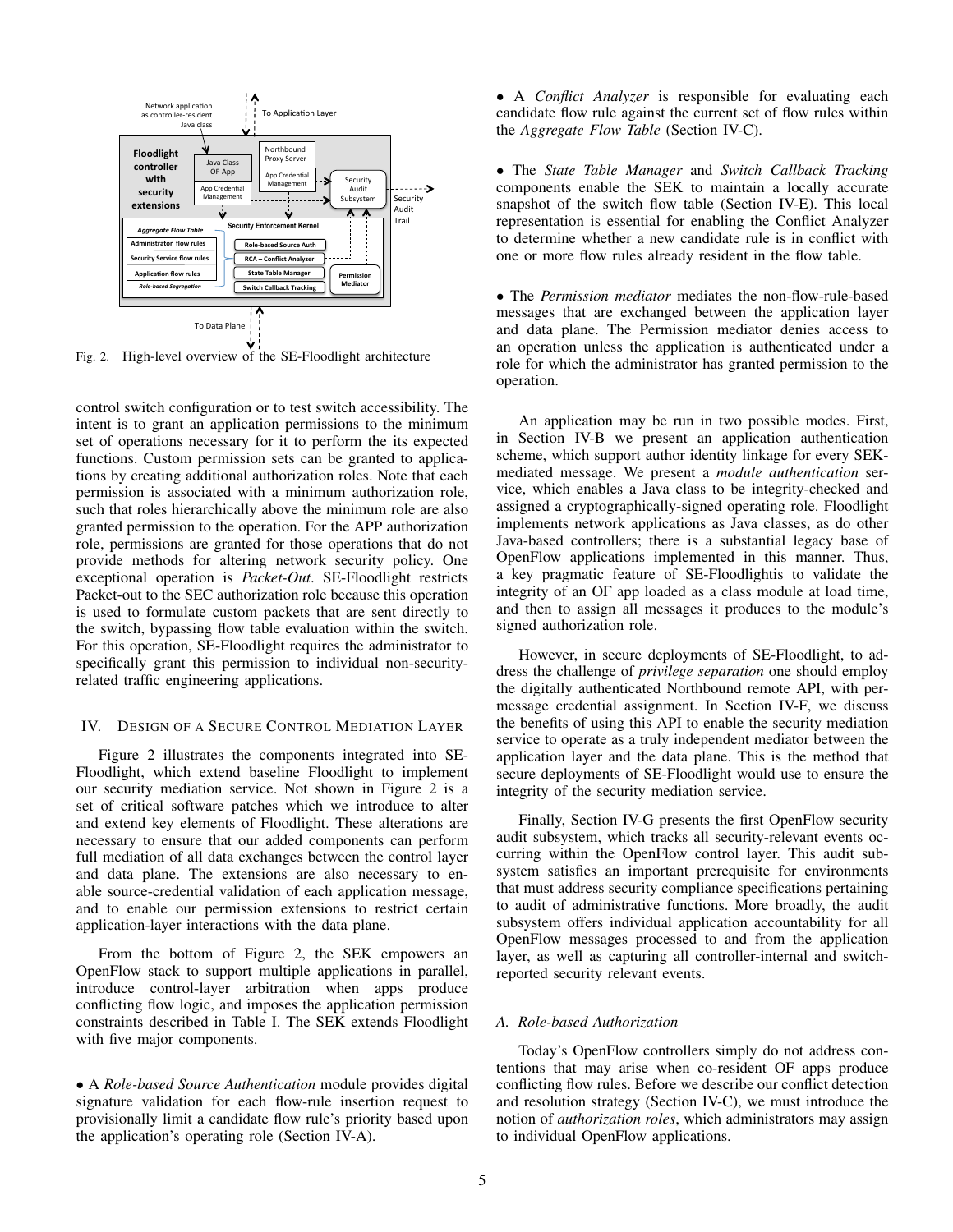Fig. 2. High-level overview of the SE-Floodlight architecture

control switch configuration or to test switch accessibility. The intent is to grant an application permissions to the minimum set of operations necessary for it to perform the its expected functions. Custom permission sets can be granted to applications by creating additional authorization roles. Note that each permission is associated with a minimum authorization role, such that roles hierarchically above the minimum role are also granted permission to the operation. For the APP authorization role, permissions are granted for those operations that do not provide methods for altering network security policy. One exceptional operation is *Packet-Out*. SE-Floodlight restricts Packet-out to the SEC authorization role because this operation is used to formulate custom packets that are sent directly to the switch, bypassing flow table evaluation within the switch. For this operation, SE-Floodlight requires the administrator to specifically grant this permission to individual non-security-related traffic engineering applications.

## IV. Design of a Secure Control Mediation Layer

Figure 2 illustrates the components integrated into SE-Floodlight, which extend baseline Floodlight to implement our security mediation service. Not shown in Figure 2 is a set of critical software patches which we introduce to alter and extend key elements of Floodlight. These alterations are necessary to ensure that our added components can perform full mediation of all data exchanges between the control layer and data plane. The extensions are also necessary to enable source-credential validation of each application message, and to enable our permission extensions to restrict certain application-layer interactions with the data plane.

From the bottom of Figure 2, the SEK empowers an OpenFlow stack to support multiple applications in parallel, introduce control-layer arbitration when apps produce conflicting flow logic, and imposes the application permission constraints described in Table I. The SEK extends Floodlight with five major components.

- A *Role-based Source Authentication* module provides digital signature validation for each flow-rule insertion request to provisionally limit a candidate flow rule's priority based upon the application's operating role (Section IV-A).

- A *Conflict Analyzer* is responsible for evaluating each candidate flow rule against the current set of flow rules within the *Aggregate Flow Table* (Section IV-C).

- The *State Table Manager* and *Switch Callback Tracking* components enable the SEK to maintain a locally accurate snapshot of the switch flow table (Section IV-E). This local representation is essential for enabling the Conflict Analyzer to determine whether a new candidate rule is in conflict with one or more flow rules already resident in the flow table.

- The *Permission mediator* mediates the non-flow-rule-based messages that are exchanged between the application layer and data plane. The Permission mediator denies access to an operation unless the application is authenticated under a role for which the administrator has granted permission to the operation.

An application may be run in two possible modes. First, in Section IV-B we present an application authentication scheme, which support author identity linkage for every SEK-mediated message. We present a *module authentication* service, which enables a Java class to be integrity-checked and assigned a cryptographically-signed operating role. Floodlight implements network applications as Java classes, as do other Java-based controllers; there is a substantial legacy base of OpenFlow applications implemented in this manner. Thus, a key pragmatic feature of SE-Floodlightis to validate the integrity of an OF app loaded as a class module at load time, and then to assign all messages it produces to the module's signed authorization role.

However, in secure deployments of SE-Floodlight, to address the challenge of *privilege separation* one should employ the digitally authenticated Northbound remote API, with per-message credential assignment. In Section IV-F, we discuss the benefits of using this API to enable the security mediation service to operate as a truly independent mediator between the application layer and the data plane. This is the method that secure deployments of SE-Floodlight would use to ensure the integrity of the security mediation service.

Finally, Section IV-G presents the first OpenFlow security audit subsystem, which tracks all security-relevant events occurring within the OpenFlow control layer. This audit subsystem satisfies an important prerequisite for environments that must address security compliance specifications pertaining to audit of administrative functions. More broadly, the audit subsystem offers individual application accountability for all OpenFlow messages processed to and from the application layer, as well as capturing all controller-internal and switch-reported security relevant events.

### A. Role-based Authorization

Today's OpenFlow controllers simply do not address contentions that may arise when co-resident OF apps produce conflicting flow rules. Before we describe our conflict detection and resolution strategy (Section IV-C), we must introduce the notion of *authorization roles*, which administrators may assign to individual OpenFlow applications.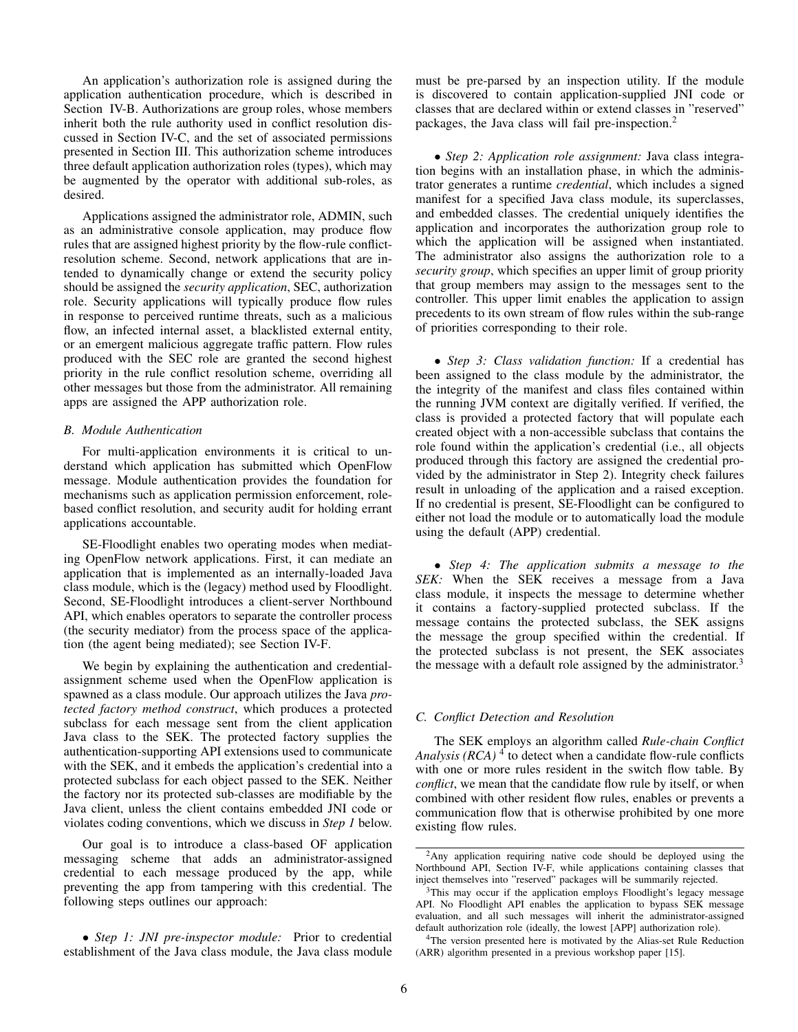An application's authorization role is assigned during the application authentication procedure, which is described in Section IV-B. Authorizations are group roles, whose members inherit both the rule authority used in conflict resolution discussed in Section IV-C, and the set of associated permissions presented in Section III. This authorization scheme introduces three default application authorization roles (types), which may be augmented by the operator with additional sub-roles, as desired.

Applications assigned the administrator role, ADMIN, such as an administrative console application, may produce flow rules that are assigned highest priority by the flow-rule conflict-resolution scheme. Second, network applications that are intended to dynamically change or extend the security policy should be assigned the *security application*, SEC, authorization role. Security applications will typically produce flow rules in response to perceived runtime threats, such as a malicious flow, an infected internal asset, a blacklisted external entity, or an emergent malicious aggregate traffic pattern. Flow rules produced with the SEC role are granted the second highest priority in the rule conflict resolution scheme, overriding all other messages but those from the administrator. All remaining apps are assigned the APP authorization role.

### B. Module Authentication

For multi-application environments it is critical to understand which application has submitted which OpenFlow message. Module authentication provides the foundation for mechanisms such as application permission enforcement, role-based conflict resolution, and security audit for holding errant applications accountable.

SE-Floodlight enables two operating modes when mediating OpenFlow network applications. First, it can mediate an application that is implemented as an internally-loaded Java class module, which is the (legacy) method used by Floodlight. Second, SE-Floodlight introduces a client-server Northbound API, which enables operators to separate the controller process (the security mediator) from the process space of the application (the agent being mediated); see Section IV-F.

We begin by explaining the authentication and credential-assignment scheme used when the OpenFlow application is spawned as a class module. Our approach utilizes the Java *protected factory method construct*, which produces a protected subclass for each message sent from the client application Java class to the SEK. The protected factory supplies the authentication-supporting API extensions used to communicate with the SEK, and it embeds the application's credential into a protected subclass for each object passed to the SEK. Neither the factory nor its protected sub-classes are modifiable by the Java client, unless the client contains embedded JNI code or violates coding conventions, which we discuss in *Step 1* below.

Our goal is to introduce a class-based OF application messaging scheme that adds an administrator-assigned credential to each message produced by the app, while preventing the app from tampering with this credential. The following steps outlines our approach:

- *Step 1: JNI pre-inspector module:* Prior to credential establishment of the Java class module, the Java class module must be pre-parsed by an inspection utility. If the module is discovered to contain application-supplied JNI code or classes that are declared within or extend classes in "reserved" packages, the Java class will fail pre-inspection.[2]

- *Step 2: Application role assignment:* Java class integration begins with an installation phase, in which the administrator generates a runtime *credential*, which includes a signed manifest for a specified Java class module, its superclasses, and embedded classes. The credential uniquely identifies the application and incorporates the authorization group role to which the application will be assigned when instantiated. The administrator also assigns the authorization role to a *security group*, which specifies an upper limit of group priority that group members may assign to the messages sent to the controller. This upper limit enables the application to assign precedents to its own stream of flow rules within the sub-range of priorities corresponding to their role.

- *Step 3: Class validation function:* If a credential has been assigned to the class module by the administrator, the the integrity of the manifest and class files contained within the running JVM context are digitally verified. If verified, the class is provided a protected factory that will populate each created object with a non-accessible subclass that contains the role found within the application's credential (i.e., all objects produced through this factory are assigned the credential provided by the administrator in Step 2). Integrity check failures result in unloading of the application and a raised exception. If no credential is present, SE-Floodlight can be configured to either not load the module or to automatically load the module using the default (APP) credential.

- *Step 4: The application submits a message to the SEK:* When the SEK receives a message from a Java class module, it inspects the message to determine whether it contains a factory-supplied protected subclass. If the message contains the protected subclass, the SEK assigns the message the group specified within the credential. If the protected subclass is not present, the SEK associates the message with a default role assigned by the administrator.[3]

### C. Conflict Detection and Resolution

The SEK employs an algorithm called *Rule-chain Conflict Analysis (RCA)* [4] to detect when a candidate flow-rule conflicts with one or more rules resident in the switch flow table. By *conflict*, we mean that the candidate flow rule by itself, or when combined with other resident flow rules, enables or prevents a communication flow that is otherwise prohibited by one more existing flow rules.

---

[2] Any application requiring native code should be deployed using the Northbound API, Section IV-F, while applications containing classes that inject themselves into "reserved" packages will be summarily rejected.

[3] This may occur if the application employs Floodlight's legacy message API. No Floodlight API enables the application to bypass SEK message evaluation, and all such messages will inherit the administrator-assigned default authorization role (ideally, the lowest [APP] authorization role).

[4] The version presented here is motivated by the Alias-set Rule Reduction (ARR) algorithm presented in a previous workshop paper [15].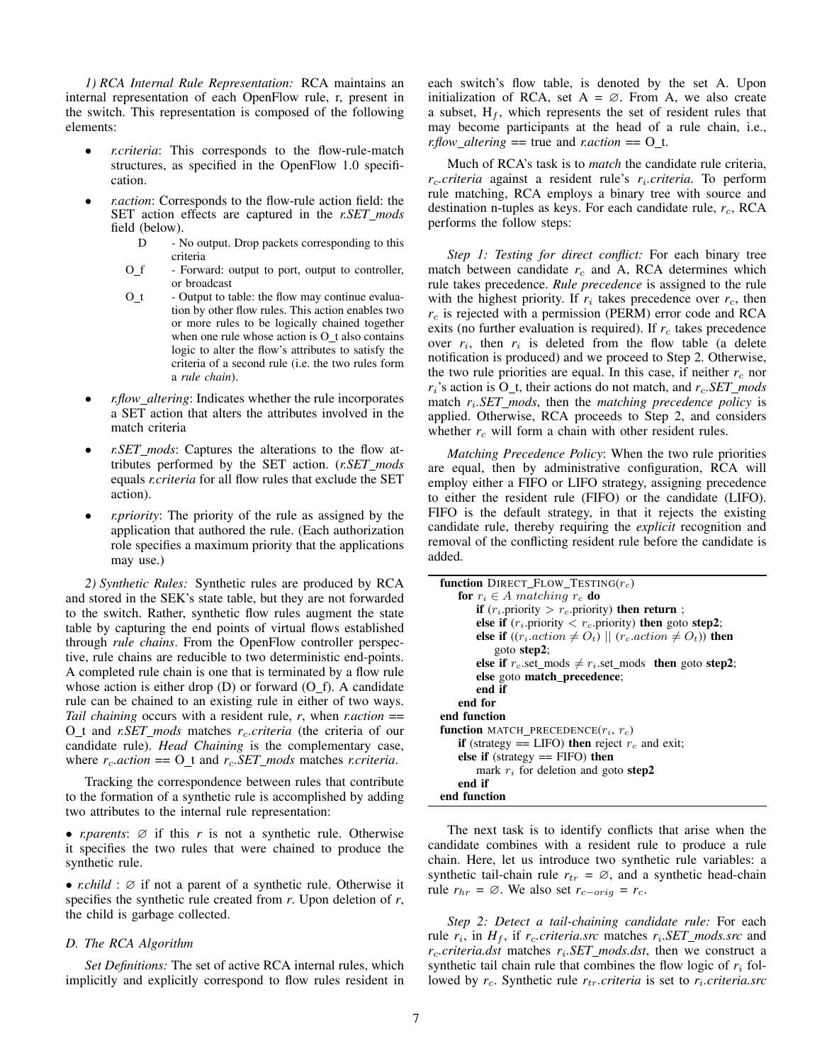*1) RCA Internal Rule Representation:* RCA maintains an internal representation of each OpenFlow rule, r, present in the switch. This representation is composed of the following elements:

- *r.criteria*: This corresponds to the flow-rule-match structures, as specified in the OpenFlow 1.0 specification.
- *r.action*: Corresponds to the flow-rule action field: the SET action effects are captured in the *r.SET_mods* field (below).
  - D - No output. Drop packets corresponding to this criteria
  - O_f - Forward: output to port, output to controller, or broadcast
  - O_t - Output to table: the flow may continue evaluation by other flow rules. This action enables two or more rules to be logically chained together when one rule whose action is O_t also contains logic to alter the flow's attributes to satisfy the criteria of a second rule (i.e. the two rules form a *rule chain*).
- *r.flow_altering*: Indicates whether the rule incorporates a SET action that alters the attributes involved in the match criteria
- *r.SET_mods*: Captures the alterations to the flow attributes performed by the SET action. (*r.SET_mods* equals *r.criteria* for all flow rules that exclude the SET action).
- *r.priority*: The priority of the rule as assigned by the application that authored the rule. (Each authorization role specifies a maximum priority that the applications may use.)

*2) Synthetic Rules:* Synthetic rules are produced by RCA and stored in the SEK's state table, but they are not forwarded to the switch. Rather, synthetic flow rules augment the state table by capturing the end points of virtual flows established through *rule chains*. From the OpenFlow controller perspective, rule chains are reducible to two deterministic end-points. A completed rule chain is one that is terminated by a flow rule whose action is either drop (D) or forward (O_f). A candidate rule can be chained to an existing rule in either of two ways. *Tail chaining* occurs with a resident rule, *r*, when *r.action* == O_t and *r.SET_mods* matches $r_c$*.criteria* (the criteria of our candidate rule). *Head Chaining* is the complementary case, where $r_c$*.action* == O_t and $r_c$*.SET_mods* matches *r.criteria*.

Tracking the correspondence between rules that contribute to the formation of a synthetic rule is accomplished by adding two attributes to the internal rule representation:

• *r.parents*: ∅ if this *r* is not a synthetic rule. Otherwise it specifies the two rules that were chained to produce the synthetic rule.

• *r.child* : ∅ if not a parent of a synthetic rule. Otherwise it specifies the synthetic rule created from *r*. Upon deletion of *r*, the child is garbage collected.

### *D. The RCA Algorithm*

*Set Definitions:* The set of active RCA internal rules, which implicitly and explicitly correspond to flow rules resident in each switch's flow table, is denoted by the set A. Upon initialization of RCA, set A = ∅. From A, we also create a subset, $H_f$, which represents the set of resident rules that may become participants at the head of a rule chain, i.e., *r.flow_altering* == true and *r.action* == O_t.

Much of RCA's task is to *match* the candidate rule criteria, $r_c$*.criteria* against a resident rule's $r_i$*.criteria*. To perform rule matching, RCA employs a binary tree with source and destination n-tuples as keys. For each candidate rule, $r_c$, RCA performs the follow steps:

*Step 1: Testing for direct conflict:* For each binary tree match between candidate $r_c$ and A, RCA determines which rule takes precedence. *Rule precedence* is assigned to the rule with the highest priority. If $r_i$ takes precedence over $r_c$, then $r_c$ is rejected with a permission (PERM) error code and RCA exits (no further evaluation is required). If $r_c$ takes precedence over $r_i$, then $r_i$ is deleted from the flow table (a delete notification is produced) and we proceed to Step 2. Otherwise, the two rule priorities are equal. In this case, if neither $r_c$ nor $r_i$'s action is O_t, their actions do not match, and $r_c$*.SET_mods* match $r_i$*.SET_mods*, then the *matching precedence policy* is applied. Otherwise, RCA proceeds to Step 2, and considers whether $r_c$ will form a chain with other resident rules.

*Matching Precedence Policy*: When the two rule priorities are equal, then by administrative configuration, RCA will employ either a FIFO or LIFO strategy, assigning precedence to either the resident rule (FIFO) or the candidate (LIFO). FIFO is the default strategy, in that it rejects the existing candidate rule, thereby requiring the *explicit* recognition and removal of the conflicting resident rule before the candidate is added.

```
function DIRECT_FLOW_TESTING(r_c)
    for r_i ∈ A matching r_c do
        if (r_i.priority > r_c.priority) then return ;
        else if (r_i.priority < r_c.priority) then goto step2;
        else if ((r_i.action ≠ O_t) || (r_c.action ≠ O_t)) then
            goto step2;
        else if r_c.set_mods ≠ r_i.set_mods then goto step2;
        else goto match_precedence;
        end if
    end for
end function
function MATCH_PRECEDENCE(r_i, r_c)
    if (strategy == LIFO) then reject r_c and exit;
    else if (strategy == FIFO) then
        mark r_i for deletion and goto step2
    end if
end function
```

The next task is to identify conflicts that arise when the candidate combines with a resident rule to produce a rule chain. Here, let us introduce two synthetic rule variables: a synthetic tail-chain rule $r_{tr}$ = ∅, and a synthetic head-chain rule $r_{hr}$ = ∅. We also set $r_{c-orig}$ = $r_c$.

*Step 2: Detect a tail-chaining candidate rule:* For each rule $r_i$, in $H_f$, if $r_c$*.criteria.src* matches $r_i$*.SET_mods.src* and $r_c$*.criteria.dst* matches $r_i$*.SET_mods.dst*, then we construct a synthetic tail chain rule that combines the flow logic of $r_i$ followed by $r_c$. Synthetic rule $r_{tr}$*.criteria* is set to $r_i$*.criteria.src*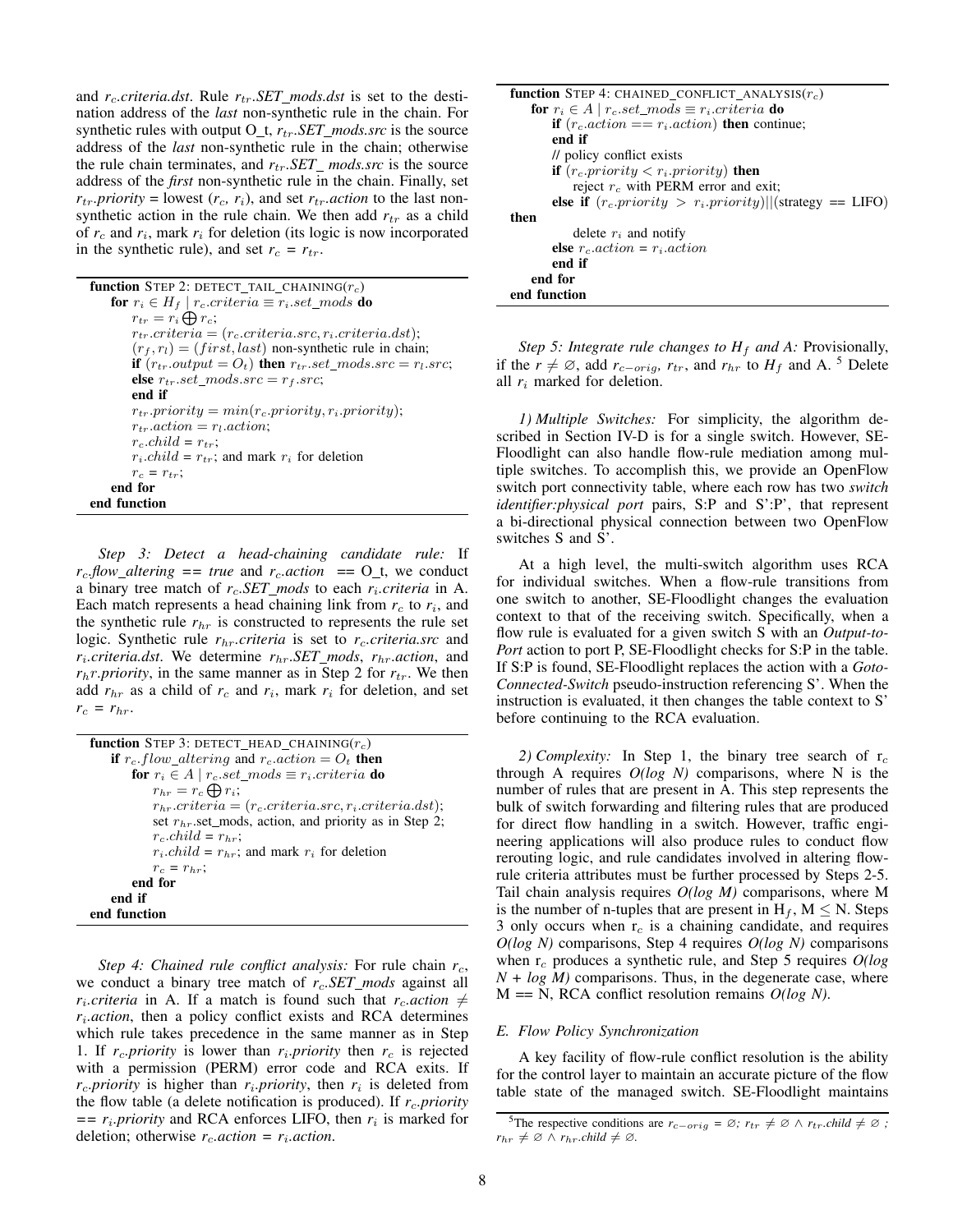and $r_c$.*criteria.dst*. Rule $r_{tr}$.*SET_mods.dst* is set to the destination address of the *last* non-synthetic rule in the chain. For synthetic rules with output O_t, $r_{tr}$.*SET_mods.src* is the source address of the *last* non-synthetic rule in the chain; otherwise the rule chain terminates, and $r_{tr}$.*SET_ mods.src* is the source address of the *first* non-synthetic rule in the chain. Finally, set $r_{tr}$.*priority* = lowest ($r_c$, $r_i$), and set $r_{tr}$.*action* to the last non-synthetic action in the rule chain. We then add $r_{tr}$ as a child of $r_c$ and $r_i$, mark $r_i$ for deletion (its logic is now incorporated in the synthetic rule), and set $r_c$ = $r_{tr}$.

```
function STEP 2: DETECT_TAIL_CHAINING(r_c)
    for r_i ∈ H_f | r_c.criteria ≡ r_i.set_mods do
        r_tr = r_i ⊕ r_c;
        r_tr.criteria = (r_c.criteria.src, r_i.criteria.dst);
        (r_f, r_l) = (first, last) non-synthetic rule in chain;
        if (r_tr.output = O_t) then r_tr.set_mods.src = r_l.src;
        else r_tr.set_mods.src = r_f.src;
        end if
        r_tr.priority = min(r_c.priority, r_i.priority);
        r_tr.action = r_l.action;
        r_c.child = r_tr;
        r_i.child = r_tr; and mark r_i for deletion
        r_c = r_tr;
    end for
end function
```

*Step 3: Detect a head-chaining candidate rule:* If $r_c$.*flow_altering* == *true* and $r_c$.*action* == O_t, we conduct a binary tree match of $r_c$.*SET_mods* to each $r_i$.*criteria* in A. Each match represents a head chaining link from $r_c$ to $r_i$, and the synthetic rule $r_{hr}$ is constructed to represents the rule set logic. Synthetic rule $r_{hr}$.*criteria* is set to $r_c$.*criteria.src* and $r_i$.*criteria.dst*. We determine $r_{hr}$.*SET_mods*, $r_{hr}$.*action*, and $r_h r$.*priority*, in the same manner as in Step 2 for $r_{tr}$. We then add $r_{hr}$ as a child of $r_c$ and $r_i$, mark $r_i$ for deletion, and set $r_c$ = $r_{hr}$.

```
function STEP 3: DETECT_HEAD_CHAINING(r_c)
    if r_c.flow_altering and r_c.action = O_t then
        for r_i ∈ A | r_c.set_mods ≡ r_i.criteria do
            r_hr = r_c ⊕ r_i;
            r_hr.criteria = (r_c.criteria.src, r_i.criteria.dst);
            set r_hr.set_mods, action, and priority as in Step 2;
            r_c.child = r_hr;
            r_i.child = r_hr; and mark r_i for deletion
            r_c = r_hr;
        end for
    end if
end function
```

*Step 4: Chained rule conflict analysis:* For rule chain $r_c$, we conduct a binary tree match of $r_c$.*SET_mods* against all $r_i$.*criteria* in A. If a match is found such that $r_c$.*action* $\neq$ $r_i$.*action*, then a policy conflict exists and RCA determines which rule takes precedence in the same manner as in Step 1. If $r_c$.*priority* is lower than $r_i$.*priority* then $r_c$ is rejected with a permission (PERM) error code and RCA exits. If $r_c$.*priority* is higher than $r_i$.*priority*, then $r_i$ is deleted from the flow table (a delete notification is produced). If $r_c$.*priority* == $r_i$.*priority* and RCA enforces LIFO, then $r_i$ is marked for deletion; otherwise $r_c$.*action* = $r_i$.*action*.

```
function STEP 4: CHAINED_CONFLICT_ANALYSIS(r_c)
    for r_i ∈ A | r_c.set_mods ≡ r_i.criteria do
        if (r_c.action == r_i.action) then continue;
        end if
        // policy conflict exists
        if (r_c.priority < r_i.priority) then
            reject r_c with PERM error and exit;
        else if (r_c.priority > r_i.priority)||(strategy == LIFO) then
            delete r_i and notify
        else r_c.action = r_i.action
        end if
    end for
end function
```

*Step 5: Integrate rule changes to $H_f$ and A:* Provisionally, if the $r \neq \varnothing$, add $r_{c-orig}$, $r_{tr}$, and $r_{hr}$ to $H_f$ and A. [5] Delete all $r_i$ marked for deletion.

*1) Multiple Switches:* For simplicity, the algorithm described in Section IV-D is for a single switch. However, SE-Floodlight can also handle flow-rule mediation among multiple switches. To accomplish this, we provide an OpenFlow switch port connectivity table, where each row has two *switch identifier:physical port* pairs, S:P and S':P', that represent a bi-directional physical connection between two OpenFlow switches S and S'.

At a high level, the multi-switch algorithm uses RCA for individual switches. When a flow-rule transitions from one switch to another, SE-Floodlight changes the evaluation context to that of the receiving switch. Specifically, when a flow rule is evaluated for a given switch S with an *Output-to-Port* action to port P, SE-Floodlight checks for S:P in the table. If S:P is found, SE-Floodlight replaces the action with a *Goto-Connected-Switch* pseudo-instruction referencing S'. When the instruction is evaluated, it then changes the table context to S' before continuing to the RCA evaluation.

*2) Complexity:* In Step 1, the binary tree search of $r_c$ through A requires *O(log N)* comparisons, where N is the number of rules that are present in A. This step represents the bulk of switch forwarding and filtering rules that are produced for direct flow handling in a switch. However, traffic engineering applications will also produce rules to conduct flow rerouting logic, and rule candidates involved in altering flow-rule criteria attributes must be further processed by Steps 2-5. Tail chain analysis requires *O(log M)* comparisons, where M is the number of n-tuples that are present in $H_f$, $M \leq N$. Steps 3 only occurs when $r_c$ is a chaining candidate, and requires *O(log N)* comparisons, Step 4 requires *O(log N)* comparisons when $r_c$ produces a synthetic rule, and Step 5 requires *O(log N + log M)* comparisons. Thus, in the degenerate case, where M == N, RCA conflict resolution remains *O(log N)*.

### E. Flow Policy Synchronization

A key facility of flow-rule conflict resolution is the ability for the control layer to maintain an accurate picture of the flow table state of the managed switch. SE-Floodlight maintains

[5] The respective conditions are $r_{c-orig} = \varnothing$; $r_{tr} \neq \varnothing \wedge r_{tr}.child \neq \varnothing$ ; $r_{hr} \neq \varnothing \wedge r_{hr}.child \neq \varnothing$.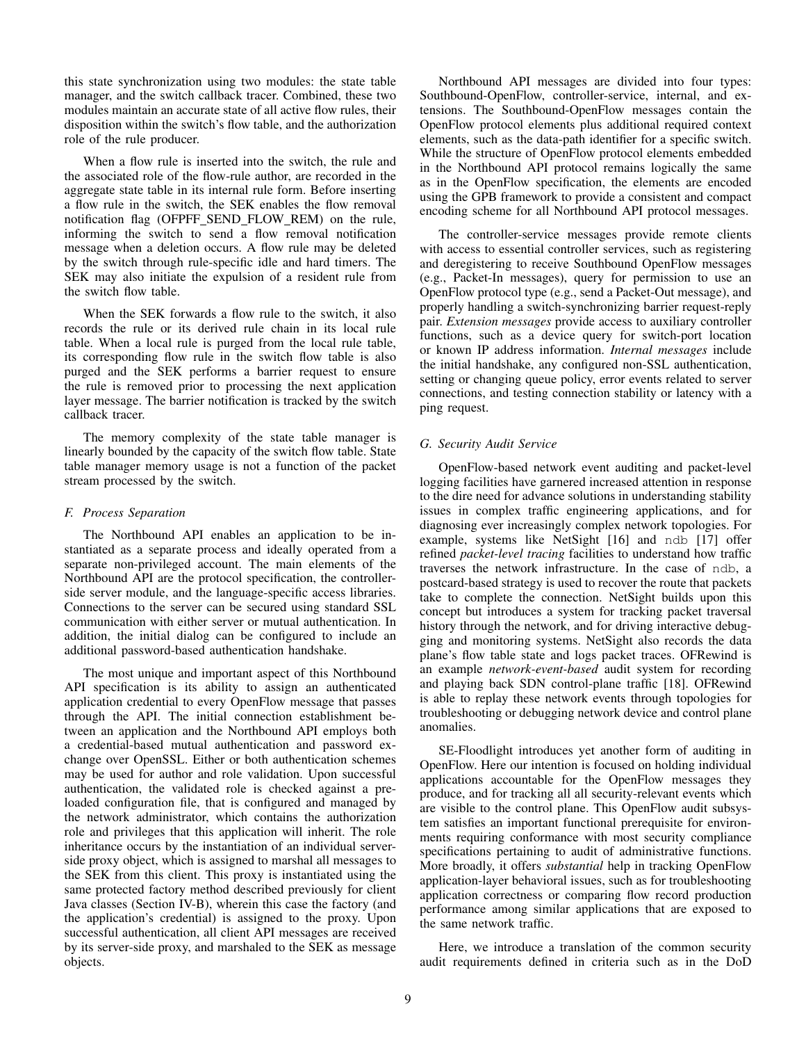this state synchronization using two modules: the state table manager, and the switch callback tracer. Combined, these two modules maintain an accurate state of all active flow rules, their disposition within the switch's flow table, and the authorization role of the rule producer.

When a flow rule is inserted into the switch, the rule and the associated role of the flow-rule author, are recorded in the aggregate state table in its internal rule form. Before inserting a flow rule in the switch, the SEK enables the flow removal notification flag (OFPFF_SEND_FLOW_REM) on the rule, informing the switch to send a flow removal notification message when a deletion occurs. A flow rule may be deleted by the switch through rule-specific idle and hard timers. The SEK may also initiate the expulsion of a resident rule from the switch flow table.

When the SEK forwards a flow rule to the switch, it also records the rule or its derived rule chain in its local rule table. When a local rule is purged from the local rule table, its corresponding flow rule in the switch flow table is also purged and the SEK performs a barrier request to ensure the rule is removed prior to processing the next application layer message. The barrier notification is tracked by the switch callback tracer.

The memory complexity of the state table manager is linearly bounded by the capacity of the switch flow table. State table manager memory usage is not a function of the packet stream processed by the switch.

### *F. Process Separation*

The Northbound API enables an application to be instantiated as a separate process and ideally operated from a separate non-privileged account. The main elements of the Northbound API are the protocol specification, the controller-side server module, and the language-specific access libraries. Connections to the server can be secured using standard SSL communication with either server or mutual authentication. In addition, the initial dialog can be configured to include an additional password-based authentication handshake.

The most unique and important aspect of this Northbound API specification is its ability to assign an authenticated application credential to every OpenFlow message that passes through the API. The initial connection establishment between an application and the Northbound API employs both a credential-based mutual authentication and password exchange over OpenSSL. Either or both authentication schemes may be used for author and role validation. Upon successful authentication, the validated role is checked against a pre-loaded configuration file, that is configured and managed by the network administrator, which contains the authorization role and privileges that this application will inherit. The role inheritance occurs by the instantiation of an individual server-side proxy object, which is assigned to marshal all messages to the SEK from this client. This proxy is instantiated using the same protected factory method described previously for client Java classes (Section IV-B), wherein this case the factory (and the application's credential) is assigned to the proxy. Upon successful authentication, all client API messages are received by its server-side proxy, and marshaled to the SEK as message objects.

Northbound API messages are divided into four types: Southbound-OpenFlow, controller-service, internal, and extensions. The Southbound-OpenFlow messages contain the OpenFlow protocol elements plus additional required context elements, such as the data-path identifier for a specific switch. While the structure of OpenFlow protocol elements embedded in the Northbound API protocol remains logically the same as in the OpenFlow specification, the elements are encoded using the GPB framework to provide a consistent and compact encoding scheme for all Northbound API protocol messages.

The controller-service messages provide remote clients with access to essential controller services, such as registering and deregistering to receive Southbound OpenFlow messages (e.g., Packet-In messages), query for permission to use an OpenFlow protocol type (e.g., send a Packet-Out message), and properly handling a switch-synchronizing barrier request-reply pair. *Extension messages* provide access to auxiliary controller functions, such as a device query for switch-port location or known IP address information. *Internal messages* include the initial handshake, any configured non-SSL authentication, setting or changing queue policy, error events related to server connections, and testing connection stability or latency with a ping request.

### *G. Security Audit Service*

OpenFlow-based network event auditing and packet-level logging facilities have garnered increased attention in response to the dire need for advance solutions in understanding stability issues in complex traffic engineering applications, and for diagnosing ever increasingly complex network topologies. For example, systems like NetSight [16] and `ndb` [17] offer refined *packet-level tracing* facilities to understand how traffic traverses the network infrastructure. In the case of `ndb`, a postcard-based strategy is used to recover the route that packets take to complete the connection. NetSight builds upon this concept but introduces a system for tracking packet traversal history through the network, and for driving interactive debugging and monitoring systems. NetSight also records the data plane's flow table state and logs packet traces. OFRewind is an example *network-event-based* audit system for recording and playing back SDN control-plane traffic [18]. OFRewind is able to replay these network events through topologies for troubleshooting or debugging network device and control plane anomalies.

SE-Floodlight introduces yet another form of auditing in OpenFlow. Here our intention is focused on holding individual applications accountable for the OpenFlow messages they produce, and for tracking all all security-relevant events which are visible to the control plane. This OpenFlow audit subsystem satisfies an important functional prerequisite for environments requiring conformance with most security compliance specifications pertaining to audit of administrative functions. More broadly, it offers *substantial* help in tracking OpenFlow application-layer behavioral issues, such as for troubleshooting application correctness or comparing flow record production performance among similar applications that are exposed to the same network traffic.

Here, we introduce a translation of the common security audit requirements defined in criteria such as in the DoD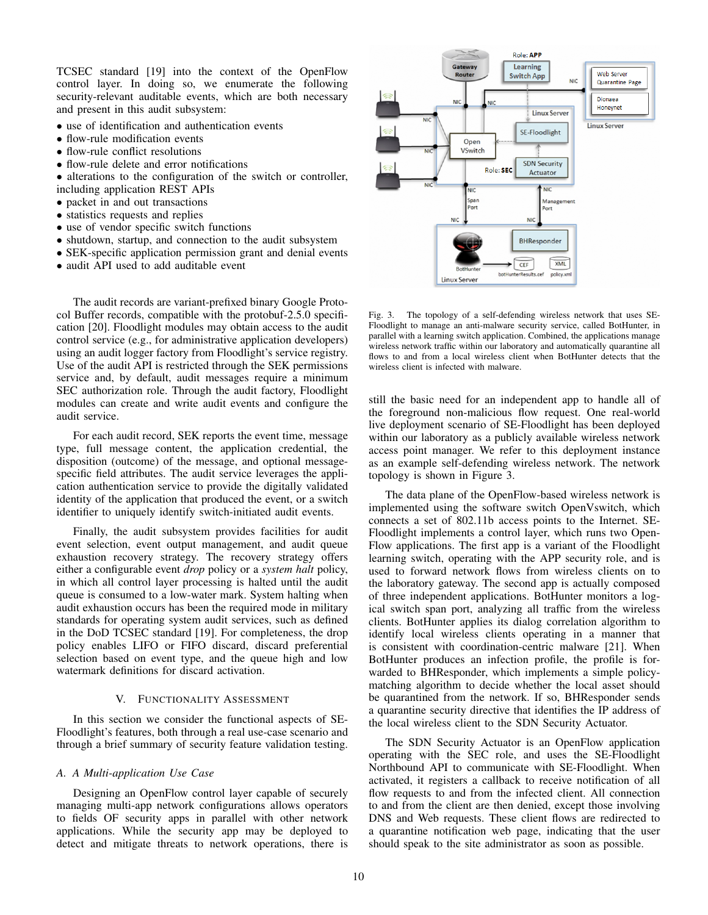TCSEC standard [19] into the context of the OpenFlow control layer. In doing so, we enumerate the following security-relevant auditable events, which are both necessary and present in this audit subsystem:

- use of identification and authentication events
- flow-rule modification events
- flow-rule conflict resolutions
- flow-rule delete and error notifications
- alterations to the configuration of the switch or controller, including application REST APIs
- packet in and out transactions
- statistics requests and replies
- use of vendor specific switch functions
- shutdown, startup, and connection to the audit subsystem
- SEK-specific application permission grant and denial events
- audit API used to add auditable event

The audit records are variant-prefixed binary Google Protocol Buffer records, compatible with the protobuf-2.5.0 specification [20]. Floodlight modules may obtain access to the audit control service (e.g., for administrative application developers) using an audit logger factory from Floodlight's service registry. Use of the audit API is restricted through the SEK permissions service and, by default, audit messages require a minimum SEC authorization role. Through the audit factory, Floodlight modules can create and write audit events and configure the audit service.

For each audit record, SEK reports the event time, message type, full message content, the application credential, the disposition (outcome) of the message, and optional message-specific field attributes. The audit service leverages the application authentication service to provide the digitally validated identity of the application that produced the event, or a switch identifier to uniquely identify switch-initiated audit events.

Finally, the audit subsystem provides facilities for audit event selection, event output management, and audit queue exhaustion recovery strategy. The recovery strategy offers either a configurable event *drop* policy or a *system halt* policy, in which all control layer processing is halted until the audit queue is consumed to a low-water mark. System halting when audit exhaustion occurs has been the required mode in military standards for operating system audit services, such as defined in the DoD TCSEC standard [19]. For completeness, the drop policy enables LIFO or FIFO discard, discard preferential selection based on event type, and the queue high and low watermark definitions for discard activation.

## V. Functionality Assessment

In this section we consider the functional aspects of SE-Floodlight's features, both through a real use-case scenario and through a brief summary of security feature validation testing.

### A. A Multi-application Use Case

Designing an OpenFlow control layer capable of securely managing multi-app network configurations allows operators to fields OF security apps in parallel with other network applications. While the security app may be deployed to detect and mitigate threats to network operations, there is still the basic need for an independent app to handle all of the foreground non-malicious flow request. One real-world live deployment scenario of SE-Floodlight has been deployed within our laboratory as a publicly available wireless network access point manager. We refer to this deployment instance as an example self-defending wireless network. The network topology is shown in Figure 3.

Fig. 3. The topology of a self-defending wireless network that uses SE-Floodlight to manage an anti-malware security service, called BotHunter, in parallel with a learning switch application. Combined, the applications manage wireless network traffic within our laboratory and automatically quarantine all flows to and from a local wireless client when BotHunter detects that the wireless client is infected with malware.

The data plane of the OpenFlow-based wireless network is implemented using the software switch OpenVswitch, which connects a set of 802.11b access points to the Internet. SE-Floodlight implements a control layer, which runs two OpenFlow applications. The first app is a variant of the Floodlight learning switch, operating with the APP security role, and is used to forward network flows from wireless clients on to the laboratory gateway. The second app is actually composed of three independent applications. BotHunter monitors a logical switch span port, analyzing all traffic from the wireless clients. BotHunter applies its dialog correlation algorithm to identify local wireless clients operating in a manner that is consistent with coordination-centric malware [21]. When BotHunter produces an infection profile, the profile is forwarded to BHResponder, which implements a simple policy-matching algorithm to decide whether the local asset should be quarantined from the network. If so, BHResponder sends a quarantine security directive that identifies the IP address of the local wireless client to the SDN Security Actuator.

The SDN Security Actuator is an OpenFlow application operating with the SEC role, and uses the SE-Floodlight Northbound API to communicate with SE-Floodlight. When activated, it registers a callback to receive notification of all flow requests to and from the infected client. All connection to and from the client are then denied, except those involving DNS and Web requests. These client flows are redirected to a quarantine notification web page, indicating that the user should speak to the site administrator as soon as possible.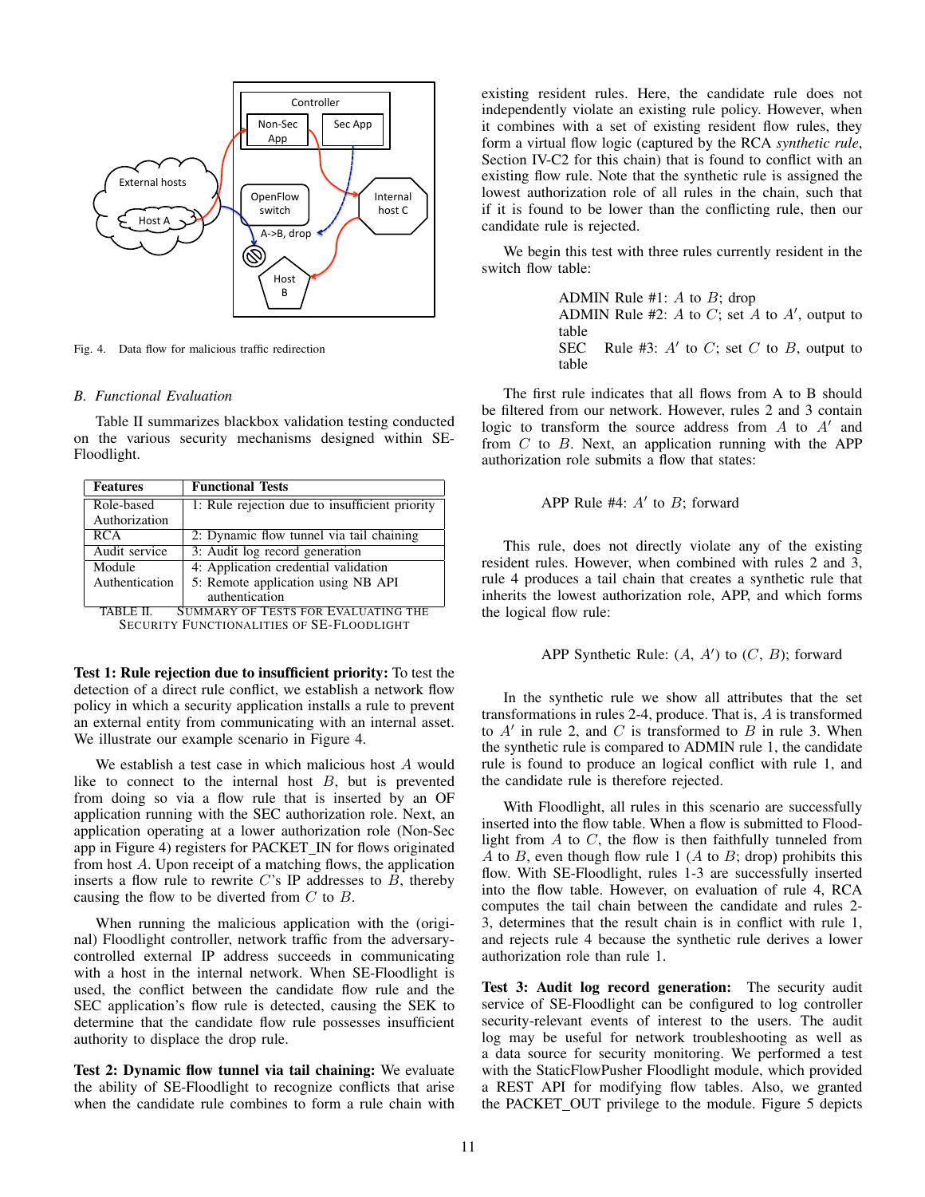Fig. 4. Data flow for malicious traffic redirection

### B. Functional Evaluation

Table II summarizes blackbox validation testing conducted on the various security mechanisms designed within SE-Floodlight.

| Features | Functional Tests |
|---|---|
| Role-based Authorization | 1: Rule rejection due to insufficient priority |
| RCA | 2: Dynamic flow tunnel via tail chaining |
| Audit service | 3: Audit log record generation |
| Module Authentication | 4: Application credential validation<br>5: Remote application using NB API authentication |

TABLE II. SUMMARY OF TESTS FOR EVALUATING THE SECURITY FUNCTIONALITIES OF SE-FLOODLIGHT

**Test 1: Rule rejection due to insufficient priority:** To test the detection of a direct rule conflict, we establish a network flow policy in which a security application installs a rule to prevent an external entity from communicating with an internal asset. We illustrate our example scenario in Figure 4.

We establish a test case in which malicious host $A$ would like to connect to the internal host $B$, but is prevented from doing so via a flow rule that is inserted by an OF application running with the SEC authorization role. Next, an application operating at a lower authorization role (Non-Sec app in Figure 4) registers for PACKET_IN for flows originated from host $A$. Upon receipt of a matching flows, the application inserts a flow rule to rewrite $C$'s IP addresses to $B$, thereby causing the flow to be diverted from $C$ to $B$.

When running the malicious application with the (original) Floodlight controller, network traffic from the adversary-controlled external IP address succeeds in communicating with a host in the internal network. When SE-Floodlight is used, the conflict between the candidate flow rule and the SEC application's flow rule is detected, causing the SEK to determine that the candidate flow rule possesses insufficient authority to displace the drop rule.

**Test 2: Dynamic flow tunnel via tail chaining:** We evaluate the ability of SE-Floodlight to recognize conflicts that arise when the candidate rule combines to form a rule chain with existing resident rules. Here, the candidate rule does not independently violate an existing rule policy. However, when it combines with a set of existing resident flow rules, they form a virtual flow logic (captured by the RCA *synthetic rule*, Section IV-C2 for this chain) that is found to conflict with an existing flow rule. Note that the synthetic rule is assigned the lowest authorization role of all rules in the chain, such that if it is found to be lower than the conflicting rule, then our candidate rule is rejected.

We begin this test with three rules currently resident in the switch flow table:

ADMIN Rule #1: $A$ to $B$; drop
ADMIN Rule #2: $A$ to $C$; set $A$ to $A'$, output to table
SEC Rule #3: $A'$ to $C$; set $C$ to $B$, output to table

The first rule indicates that all flows from A to B should be filtered from our network. However, rules 2 and 3 contain logic to transform the source address from $A$ to $A'$ and from $C$ to $B$. Next, an application running with the APP authorization role submits a flow that states:

APP Rule #4: $A'$ to $B$; forward

This rule, does not directly violate any of the existing resident rules. However, when combined with rules 2 and 3, rule 4 produces a tail chain that creates a synthetic rule that inherits the lowest authorization role, APP, and which forms the logical flow rule:

APP Synthetic Rule: ($A$, $A'$) to ($C$, $B$); forward

In the synthetic rule we show all attributes that the set transformations in rules 2-4, produce. That is, $A$ is transformed to $A'$ in rule 2, and $C$ is transformed to $B$ in rule 3. When the synthetic rule is compared to ADMIN rule 1, the candidate rule is found to produce an logical conflict with rule 1, and the candidate rule is therefore rejected.

With Floodlight, all rules in this scenario are successfully inserted into the flow table. When a flow is submitted to Floodlight from $A$ to $C$, the flow is then faithfully tunneled from $A$ to $B$, even though flow rule 1 ($A$ to $B$; drop) prohibits this flow. With SE-Floodlight, rules 1-3 are successfully inserted into the flow table. However, on evaluation of rule 4, RCA computes the tail chain between the candidate and rules 2-3, determines that the result chain is in conflict with rule 1, and rejects rule 4 because the synthetic rule derives a lower authorization role than rule 1.

**Test 3: Audit log record generation:** The security audit service of SE-Floodlight can be configured to log controller security-relevant events of interest to the users. The audit log may be useful for network troubleshooting as well as a data source for security monitoring. We performed a test with the StaticFlowPusher Floodlight module, which provided a REST API for modifying flow tables. Also, we granted the PACKET_OUT privilege to the module. Figure 5 depicts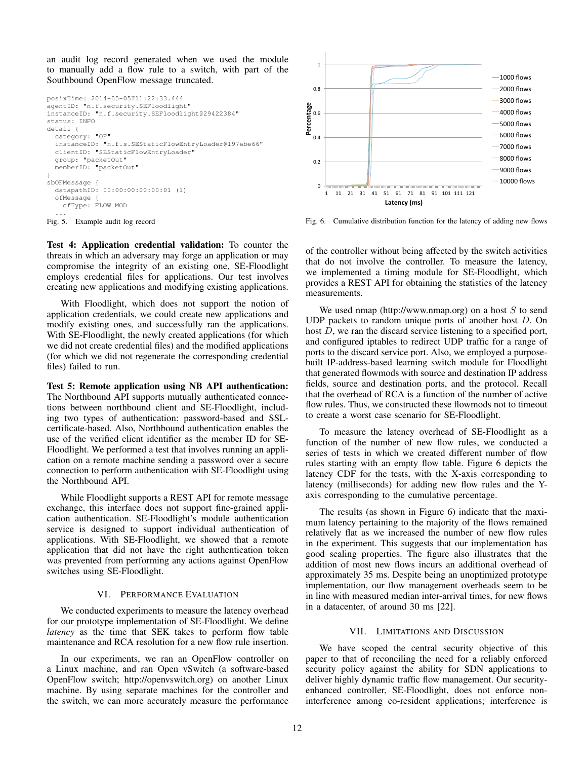an audit log record generated when we used the module to manually add a flow rule to a switch, with part of the Southbound OpenFlow message truncated.

```
posixTime: 2014-05-05T11:22:33.444
agentID: "n.f.security.SEFloodlight"
instanceID: "n.f.security.SEFloodlight@29422384"
status: INFO
detail {
  category: "OF"
  instanceID: "n.f.s.SEStaticFlowEntryLoader@197ebe66"
  clientID: "SEStaticFlowEntryLoader"
  group: "packetOut"
  memberID: "packetOut"
}
sbOFMessage {
  datapathID: 00:00:00:00:00:01 (1)
  ofMessage {
    ofType: FLOW_MOD
  ...
```

Fig. 5. Example audit log record

**Test 4: Application credential validation:** To counter the threats in which an adversary may forge an application or may compromise the integrity of an existing one, SE-Floodlight employs credential files for applications. Our test involves creating new applications and modifying existing applications.

With Floodlight, which does not support the notion of application credentials, we could create new applications and modify existing ones, and successfully ran the applications. With SE-Floodlight, the newly created applications (for which we did not create credential files) and the modified applications (for which we did not regenerate the corresponding credential files) failed to run.

**Test 5: Remote application using NB API authentication:** The Northbound API supports mutually authenticated connections between northbound client and SE-Floodlight, including two types of authentication: password-based and SSL-certificate-based. Also, Northbound authentication enables the use of the verified client identifier as the member ID for SE-Floodlight. We performed a test that involves running an application on a remote machine sending a password over a secure connection to perform authentication with SE-Floodlight using the Northbound API.

While Floodlight supports a REST API for remote message exchange, this interface does not support fine-grained application authentication. SE-Floodlight's module authentication service is designed to support individual authentication of applications. With SE-Floodlight, we showed that a remote application that did not have the right authentication token was prevented from performing any actions against OpenFlow switches using SE-Floodlight.

## VI. Performance Evaluation

We conducted experiments to measure the latency overhead for our prototype implementation of SE-Floodlight. We define *latency* as the time that SEK takes to perform flow table maintenance and RCA resolution for a new flow rule insertion.

In our experiments, we ran an OpenFlow controller on a Linux machine, and ran Open vSwitch (a software-based OpenFlow switch; http://openvswitch.org) on another Linux machine. By using separate machines for the controller and the switch, we can more accurately measure the performance of the controller without being affected by the switch activities that do not involve the controller. To measure the latency, we implemented a timing module for SE-Floodlight, which provides a REST API for obtaining the statistics of the latency measurements.

Fig. 6. Cumulative distribution function for the latency of adding new flows

We used nmap (http://www.nmap.org) on a host $S$ to send UDP packets to random unique ports of another host $D$. On host $D$, we ran the discard service listening to a specified port, and configured iptables to redirect UDP traffic for a range of ports to the discard service port. Also, we employed a purpose-built IP-address-based learning switch module for Floodlight that generated flowmods with source and destination IP address fields, source and destination ports, and the protocol. Recall that the overhead of RCA is a function of the number of active flow rules. Thus, we constructed these flowmods not to timeout to create a worst case scenario for SE-Floodlight.

To measure the latency overhead of SE-Floodlight as a function of the number of new flow rules, we conducted a series of tests in which we created different number of flow rules starting with an empty flow table. Figure 6 depicts the latency CDF for the tests, with the X-axis corresponding to latency (milliseconds) for adding new flow rules and the Y-axis corresponding to the cumulative percentage.

The results (as shown in Figure 6) indicate that the maximum latency pertaining to the majority of the flows remained relatively flat as we increased the number of new flow rules in the experiment. This suggests that our implementation has good scaling properties. The figure also illustrates that the addition of most new flows incurs an additional overhead of approximately 35 ms. Despite being an unoptimized prototype implementation, our flow management overheads seem to be in line with measured median inter-arrival times, for new flows in a datacenter, of around 30 ms [22].

## VII. Limitations and Discussion

We have scoped the central security objective of this paper to that of reconciling the need for a reliably enforced security policy against the ability for SDN applications to deliver highly dynamic traffic flow management. Our security-enhanced controller, SE-Floodlight, does not enforce non-interference among co-resident applications; interference is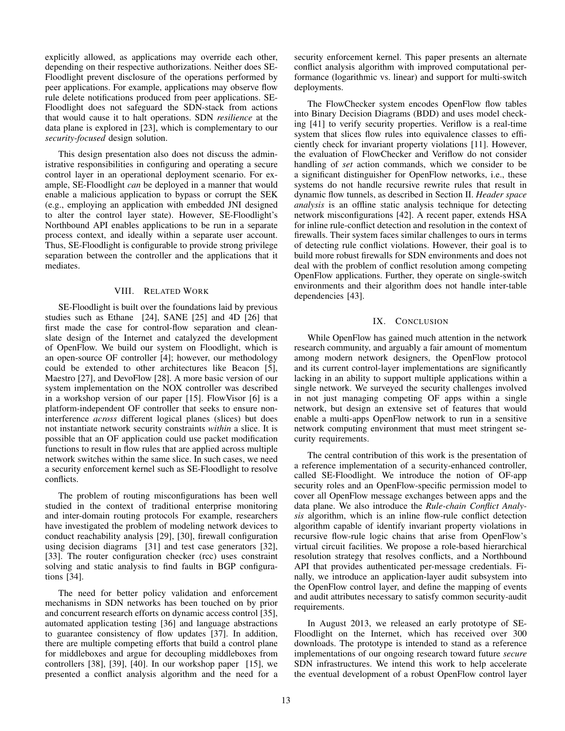explicitly allowed, as applications may override each other, depending on their respective authorizations. Neither does SE-Floodlight prevent disclosure of the operations performed by peer applications. For example, applications may observe flow rule delete notifications produced from peer applications. SE-Floodlight does not safeguard the SDN-stack from actions that would cause it to halt operations. SDN *resilience* at the data plane is explored in [23], which is complementary to our *security-focused* design solution.

This design presentation also does not discuss the administrative responsibilities in configuring and operating a secure control layer in an operational deployment scenario. For example, SE-Floodlight *can* be deployed in a manner that would enable a malicious application to bypass or corrupt the SEK (e.g., employing an application with embedded JNI designed to alter the control layer state). However, SE-Floodlight's Northbound API enables applications to be run in a separate process context, and ideally within a separate user account. Thus, SE-Floodlight is configurable to provide strong privilege separation between the controller and the applications that it mediates.

## VIII. Related Work

SE-Floodlight is built over the foundations laid by previous studies such as Ethane [24], SANE [25] and 4D [26] that first made the case for control-flow separation and clean-slate design of the Internet and catalyzed the development of OpenFlow. We build our system on Floodlight, which is an open-source OF controller [4]; however, our methodology could be extended to other architectures like Beacon [5], Maestro [27], and DevoFlow [28]. A more basic version of our system implementation on the NOX controller was described in a workshop version of our paper [15]. FlowVisor [6] is a platform-independent OF controller that seeks to ensure non-interference *across* different logical planes (slices) but does not instantiate network security constraints *within* a slice. It is possible that an OF application could use packet modification functions to result in flow rules that are applied across multiple network switches within the same slice. In such cases, we need a security enforcement kernel such as SE-Floodlight to resolve conflicts.

The problem of routing misconfigurations has been well studied in the context of traditional enterprise monitoring and inter-domain routing protocols For example, researchers have investigated the problem of modeling network devices to conduct reachability analysis [29], [30], firewall configuration using decision diagrams [31] and test case generators [32], [33]. The router configuration checker (rcc) uses constraint solving and static analysis to find faults in BGP configurations [34].

The need for better policy validation and enforcement mechanisms in SDN networks has been touched on by prior and concurrent research efforts on dynamic access control [35], automated application testing [36] and language abstractions to guarantee consistency of flow updates [37]. In addition, there are multiple competing efforts that build a control plane for middleboxes and argue for decoupling middleboxes from controllers [38], [39], [40]. In our workshop paper [15], we presented a conflict analysis algorithm and the need for a security enforcement kernel. This paper presents an alternate conflict analysis algorithm with improved computational performance (logarithmic vs. linear) and support for multi-switch deployments.

The FlowChecker system encodes OpenFlow flow tables into Binary Decision Diagrams (BDD) and uses model checking [41] to verify security properties. Veriflow is a real-time system that slices flow rules into equivalence classes to efficiently check for invariant property violations [11]. However, the evaluation of FlowChecker and Veriflow do not consider handling of *set* action commands, which we consider to be a significant distinguisher for OpenFlow networks, i.e., these systems do not handle recursive rewrite rules that result in dynamic flow tunnels, as described in Section II. *Header space analysis* is an offline static analysis technique for detecting network misconfigurations [42]. A recent paper, extends HSA for inline rule-conflict detection and resolution in the context of firewalls. Their system faces similar challenges to ours in terms of detecting rule conflict violations. However, their goal is to build more robust firewalls for SDN environments and does not deal with the problem of conflict resolution among competing OpenFlow applications. Further, they operate on single-switch environments and their algorithm does not handle inter-table dependencies [43].

## IX. Conclusion

While OpenFlow has gained much attention in the network research community, and arguably a fair amount of momentum among modern network designers, the OpenFlow protocol and its current control-layer implementations are significantly lacking in an ability to support multiple applications within a single network. We surveyed the security challenges involved in not just managing competing OF apps within a single network, but design an extensive set of features that would enable a multi-apps OpenFlow network to run in a sensitive network computing environment that must meet stringent security requirements.

The central contribution of this work is the presentation of a reference implementation of a security-enhanced controller, called SE-Floodlight. We introduce the notion of OF-app security roles and an OpenFlow-specific permission model to cover all OpenFlow message exchanges between apps and the data plane. We also introduce the *Rule-chain Conflict Analysis* algorithm, which is an inline flow-rule conflict detection algorithm capable of identify invariant property violations in recursive flow-rule logic chains that arise from OpenFlow's virtual circuit facilities. We propose a role-based hierarchical resolution strategy that resolves conflicts, and a Northbound API that provides authenticated per-message credentials. Finally, we introduce an application-layer audit subsystem into the OpenFlow control layer, and define the mapping of events and audit attributes necessary to satisfy common security-audit requirements.

In August 2013, we released an early prototype of SE-Floodlight on the Internet, which has received over 300 downloads. The prototype is intended to stand as a reference implementations of our ongoing research toward future *secure* SDN infrastructures. We intend this work to help accelerate the eventual development of a robust OpenFlow control layer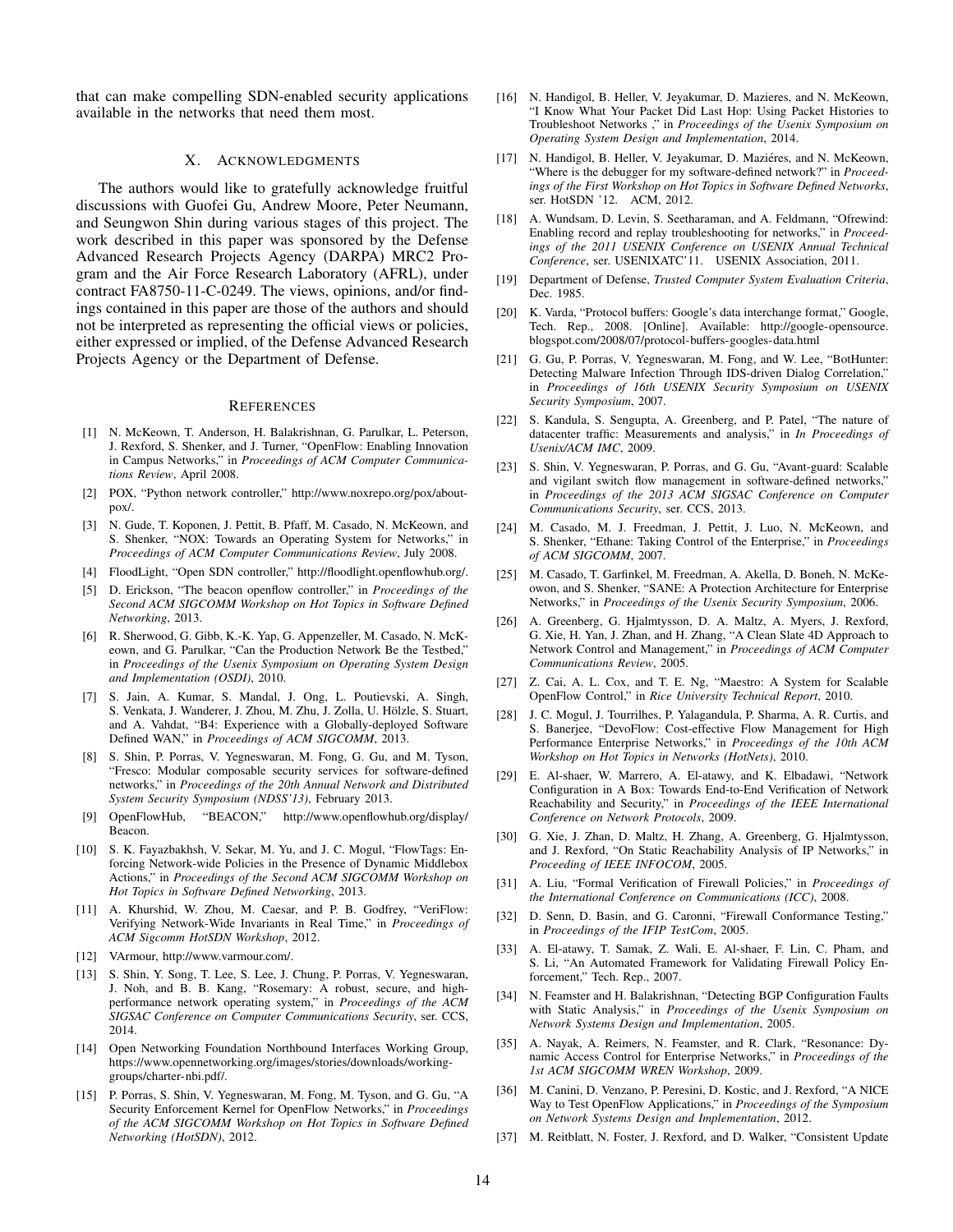that can make compelling SDN-enabled security applications available in the networks that need them most.

## X. Acknowledgments

The authors would like to gratefully acknowledge fruitful discussions with Guofei Gu, Andrew Moore, Peter Neumann, and Seungwon Shin during various stages of this project. The work described in this paper was sponsored by the Defense Advanced Research Projects Agency (DARPA) MRC2 Program and the Air Force Research Laboratory (AFRL), under contract FA8750-11-C-0249. The views, opinions, and/or findings contained in this paper are those of the authors and should not be interpreted as representing the official views or policies, either expressed or implied, of the Defense Advanced Research Projects Agency or the Department of Defense.

## References

[1] N. McKeown, T. Anderson, H. Balakrishnan, G. Parulkar, L. Peterson, J. Rexford, S. Shenker, and J. Turner, "OpenFlow: Enabling Innovation in Campus Networks," in *Proceedings of ACM Computer Communications Review*, April 2008.

[2] POX, "Python network controller," http://www.noxrepo.org/pox/about-pox/.

[3] N. Gude, T. Koponen, J. Pettit, B. Pfaff, M. Casado, N. McKeown, and S. Shenker, "NOX: Towards an Operating System for Networks," in *Proceedings of ACM Computer Communications Review*, July 2008.

[4] FloodLight, "Open SDN controller," http://floodlight.openflowhub.org/.

[5] D. Erickson, "The beacon openflow controller," in *Proceedings of the Second ACM SIGCOMM Workshop on Hot Topics in Software Defined Networking*, 2013.

[6] R. Sherwood, G. Gibb, K.-K. Yap, G. Appenzeller, M. Casado, N. McKeown, and G. Parulkar, "Can the Production Network Be the Testbed," in *Proceedings of the Usenix Symposium on Operating System Design and Implementation (OSDI)*, 2010.

[7] S. Jain, A. Kumar, S. Mandal, J. Ong, L. Poutievski, A. Singh, S. Venkata, J. Wanderer, J. Zhou, M. Zhu, J. Zolla, U. Hölzle, S. Stuart, and A. Vahdat, "B4: Experience with a Globally-deployed Software Defined WAN," in *Proceedings of ACM SIGCOMM*, 2013.

[8] S. Shin, P. Porras, V. Yegneswaran, M. Fong, G. Gu, and M. Tyson, "Fresco: Modular composable security services for software-defined networks," in *Proceedings of the 20th Annual Network and Distributed System Security Symposium (NDSS'13)*, February 2013.

[9] OpenFlowHub, "BEACON," http://www.openflowhub.org/display/Beacon.

[10] S. K. Fayazbakhsh, V. Sekar, M. Yu, and J. C. Mogul, "FlowTags: Enforcing Network-wide Policies in the Presence of Dynamic Middlebox Actions," in *Proceedings of the Second ACM SIGCOMM Workshop on Hot Topics in Software Defined Networking*, 2013.

[11] A. Khurshid, W. Zhou, M. Caesar, and P. B. Godfrey, "VeriFlow: Verifying Network-Wide Invariants in Real Time," in *Proceedings of ACM Sigcomm HotSDN Workshop*, 2012.

[12] VArmour, http://www.varmour.com/.

[13] S. Shin, Y. Song, T. Lee, S. Lee, J. Chung, P. Porras, V. Yegneswaran, J. Noh, and B. B. Kang, "Rosemary: A robust, secure, and high-performance network operating system," in *Proceedings of the ACM SIGSAC Conference on Computer Communications Security*, ser. CCS, 2014.

[14] Open Networking Foundation Northbound Interfaces Working Group, https://www.opennetworking.org/images/stories/downloads/working-groups/charter-nbi.pdf/.

[15] P. Porras, S. Shin, V. Yegneswaran, M. Fong, M. Tyson, and G. Gu, "A Security Enforcement Kernel for OpenFlow Networks," in *Proceedings of the ACM SIGCOMM Workshop on Hot Topics in Software Defined Networking (HotSDN)*, 2012.

[16] N. Handigol, B. Heller, V. Jeyakumar, D. Mazieres, and N. McKeown, "I Know What Your Packet Did Last Hop: Using Packet Histories to Troubleshoot Networks ," in *Proceedings of the Usenix Symposium on Operating System Design and Implementation*, 2014.

[17] N. Handigol, B. Heller, V. Jeyakumar, D. Maziéres, and N. McKeown, "Where is the debugger for my software-defined network?" in *Proceedings of the First Workshop on Hot Topics in Software Defined Networks*, ser. HotSDN '12. ACM, 2012.

[18] A. Wundsam, D. Levin, S. Seetharaman, and A. Feldmann, "Ofrewind: Enabling record and replay troubleshooting for networks," in *Proceedings of the 2011 USENIX Conference on USENIX Annual Technical Conference*, ser. USENIXATC'11. USENIX Association, 2011.

[19] Department of Defense, *Trusted Computer System Evaluation Criteria*, Dec. 1985.

[20] K. Varda, "Protocol buffers: Google's data interchange format," Google, Tech. Rep., 2008. [Online]. Available: http://google-opensource.blogspot.com/2008/07/protocol-buffers-googles-data.html

[21] G. Gu, P. Porras, V. Yegneswaran, M. Fong, and W. Lee, "BotHunter: Detecting Malware Infection Through IDS-driven Dialog Correlation," in *Proceedings of 16th USENIX Security Symposium on USENIX Security Symposium*, 2007.

[22] S. Kandula, S. Sengupta, A. Greenberg, and P. Patel, "The nature of datacenter traffic: Measurements and analysis," in *In Proceedings of Usenix/ACM IMC*, 2009.

[23] S. Shin, V. Yegneswaran, P. Porras, and G. Gu, "Avant-guard: Scalable and vigilant switch flow management in software-defined networks," in *Proceedings of the 2013 ACM SIGSAC Conference on Computer Communications Security*, ser. CCS, 2013.

[24] M. Casado, M. J. Freedman, J. Pettit, J. Luo, N. McKeown, and S. Shenker, "Ethane: Taking Control of the Enterprise," in *Proceedings of ACM SIGCOMM*, 2007.

[25] M. Casado, T. Garfinkel, M. Freedman, A. Akella, D. Boneh, N. McKeowon, and S. Shenker, "SANE: A Protection Architecture for Enterprise Networks," in *Proceedings of the Usenix Security Symposium*, 2006.

[26] A. Greenberg, G. Hjalmtysson, D. A. Maltz, A. Myers, J. Rexford, G. Xie, H. Yan, J. Zhan, and H. Zhang, "A Clean Slate 4D Approach to Network Control and Management," in *Proceedings of ACM Computer Communications Review*, 2005.

[27] Z. Cai, A. L. Cox, and T. E. Ng, "Maestro: A System for Scalable OpenFlow Control," in *Rice University Technical Report*, 2010.

[28] J. C. Mogul, J. Tourrilhes, P. Yalagandula, P. Sharma, A. R. Curtis, and S. Banerjee, "DevoFlow: Cost-effective Flow Management for High Performance Enterprise Networks," in *Proceedings of the 10th ACM Workshop on Hot Topics in Networks (HotNets)*, 2010.

[29] E. Al-shaer, W. Marrero, A. El-atawy, and K. Elbadawi, "Network Configuration in A Box: Towards End-to-End Verification of Network Reachability and Security," in *Proceedings of the IEEE International Conference on Network Protocols*, 2009.

[30] G. Xie, J. Zhan, D. Maltz, H. Zhang, A. Greenberg, G. Hjalmtysson, and J. Rexford, "On Static Reachability Analysis of IP Networks," in *Proceeding of IEEE INFOCOM*, 2005.

[31] A. Liu, "Formal Verification of Firewall Policies," in *Proceedings of the International Conference on Communications (ICC)*, 2008.

[32] D. Senn, D. Basin, and G. Caronni, "Firewall Conformance Testing," in *Proceedings of the IFIP TestCom*, 2005.

[33] A. El-atawy, T. Samak, Z. Wali, E. Al-shaer, F. Lin, C. Pham, and S. Li, "An Automated Framework for Validating Firewall Policy Enforcement," Tech. Rep., 2007.

[34] N. Feamster and H. Balakrishnan, "Detecting BGP Configuration Faults with Static Analysis," in *Proceedings of the Usenix Symposium on Network Systems Design and Implementation*, 2005.

[35] A. Nayak, A. Reimers, N. Feamster, and R. Clark, "Resonance: Dynamic Access Control for Enterprise Networks," in *Proceedings of the 1st ACM SIGCOMM WREN Workshop*, 2009.

[36] M. Canini, D. Venzano, P. Peresini, D. Kostic, and J. Rexford, "A NICE Way to Test OpenFlow Applications," in *Proceedings of the Symposium on Network Systems Design and Implementation*, 2012.

[37] M. Reitblatt, N. Foster, J. Rexford, and D. Walker, "Consistent Update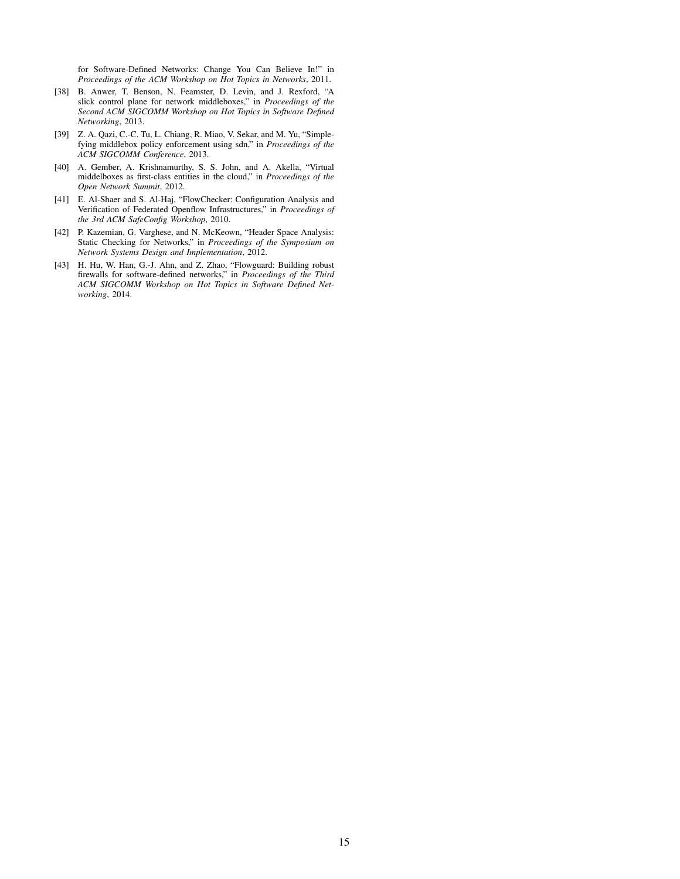for Software-Defined Networks: Change You Can Believe In!" in *Proceedings of the ACM Workshop on Hot Topics in Networks*, 2011.

[38] B. Anwer, T. Benson, N. Feamster, D. Levin, and J. Rexford, "A slick control plane for network middleboxes," in *Proceedings of the Second ACM SIGCOMM Workshop on Hot Topics in Software Defined Networking*, 2013.

[39] Z. A. Qazi, C.-C. Tu, L. Chiang, R. Miao, V. Sekar, and M. Yu, "Simple-fying middlebox policy enforcement using sdn," in *Proceedings of the ACM SIGCOMM Conference*, 2013.

[40] A. Gember, A. Krishnamurthy, S. S. John, and A. Akella, "Virtual middelboxes as first-class entities in the cloud," in *Proceedings of the Open Network Summit*, 2012.

[41] E. Al-Shaer and S. Al-Haj, "FlowChecker: Configuration Analysis and Verification of Federated Openflow Infrastructures," in *Proceedings of the 3rd ACM SafeConfig Workshop*, 2010.

[42] P. Kazemian, G. Varghese, and N. McKeown, "Header Space Analysis: Static Checking for Networks," in *Proceedings of the Symposium on Network Systems Design and Implementation*, 2012.

[43] H. Hu, W. Han, G.-J. Ahn, and Z. Zhao, "Flowguard: Building robust firewalls for software-defined networks," in *Proceedings of the Third ACM SIGCOMM Workshop on Hot Topics in Software Defined Networking*, 2014.